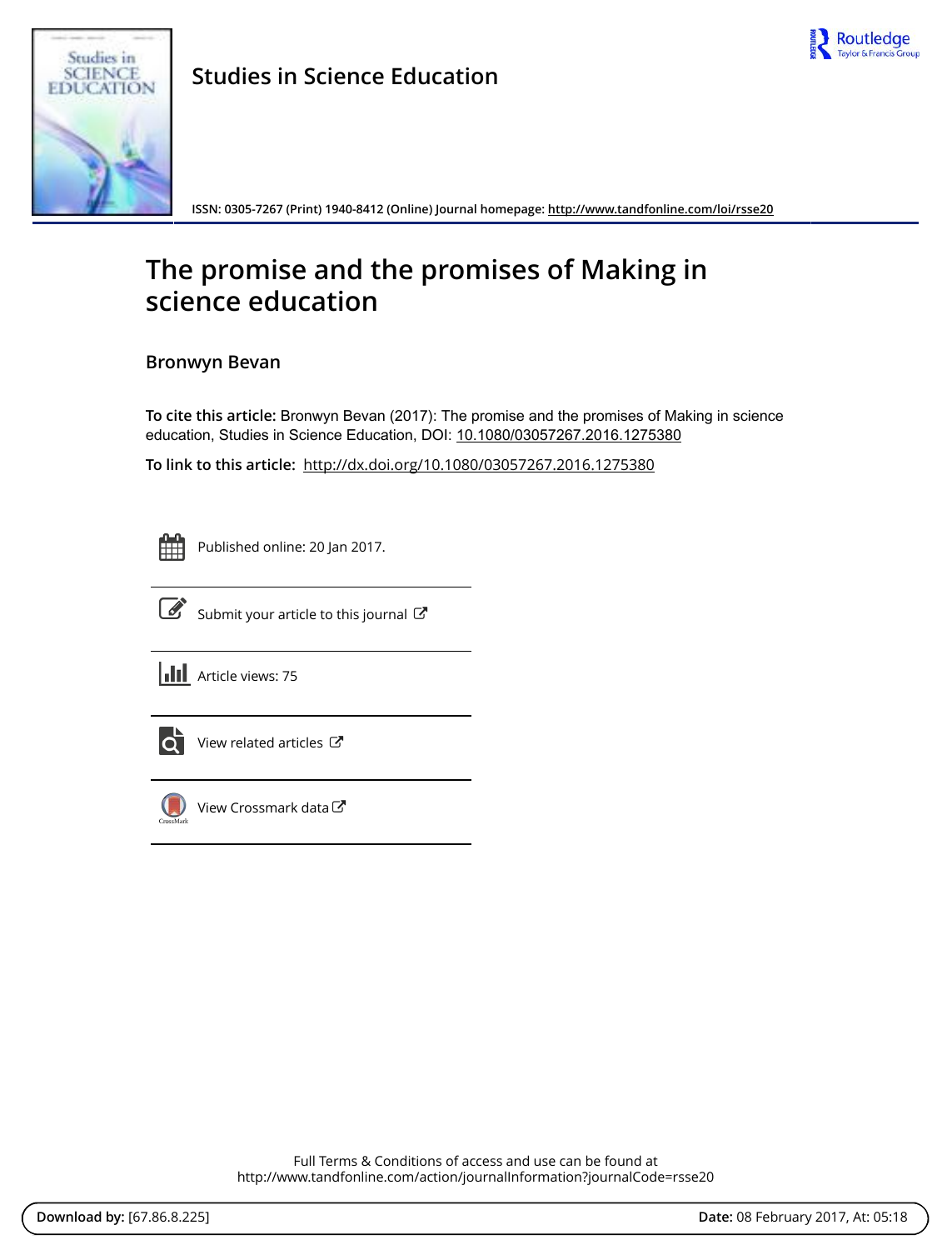# Studies in Science Education

ISSN: 0305-7267 (Print) 1940-8412 (Online) Journal homepage: http://www.tandfonline.com/loi/rsse20

# The promise and the promises of Making in science education

## Bronwyn Bevan

**To cite this article:** Bronwyn Bevan (2017): The promise and the promises of Making in science education, Studies in Science Education, DOI: 10.1080/03057267.2016.1275380

**To link to this article:** http://dx.doi.org/10.1080/03057267.2016.1275380

Published online: 20 Jan 2017.

Submit your article to this journal

Article views: 75

View related articles

View Crossmark data

Full Terms & Conditions of access and use can be found at
http://www.tandfonline.com/action/journalInformation?journalCode=rsse20

**Download by:** [67.86.8.225] **Date:** 08 February 2017, At: 05:18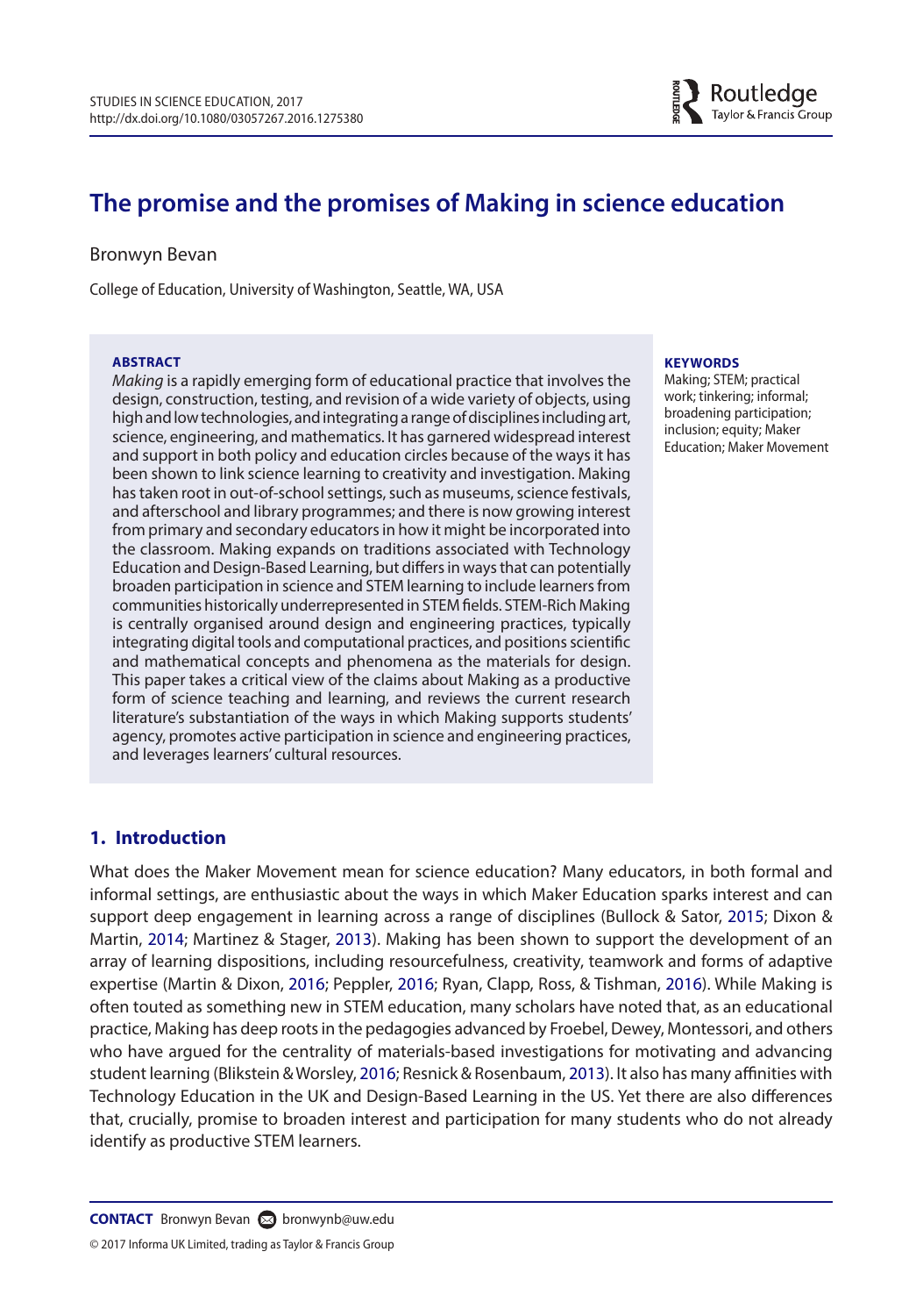# The promise and the promises of Making in science education

Bronwyn Bevan

College of Education, University of Washington, Seattle, WA, USA

**ABSTRACT**

*Making* is a rapidly emerging form of educational practice that involves the design, construction, testing, and revision of a wide variety of objects, using high and low technologies, and integrating a range of disciplines including art, science, engineering, and mathematics. It has garnered widespread interest and support in both policy and education circles because of the ways it has been shown to link science learning to creativity and investigation. Making has taken root in out-of-school settings, such as museums, science festivals, and afterschool and library programmes; and there is now growing interest from primary and secondary educators in how it might be incorporated into the classroom. Making expands on traditions associated with Technology Education and Design-Based Learning, but differs in ways that can potentially broaden participation in science and STEM learning to include learners from communities historically underrepresented in STEM fields. STEM-Rich Making is centrally organised around design and engineering practices, typically integrating digital tools and computational practices, and positions scientific and mathematical concepts and phenomena as the materials for design. This paper takes a critical view of the claims about Making as a productive form of science teaching and learning, and reviews the current research literature's substantiation of the ways in which Making supports students' agency, promotes active participation in science and engineering practices, and leverages learners' cultural resources.

**KEYWORDS**

Making; STEM; practical work; tinkering; informal; broadening participation; inclusion; equity; Maker Education; Maker Movement

## 1. Introduction

What does the Maker Movement mean for science education? Many educators, in both formal and informal settings, are enthusiastic about the ways in which Maker Education sparks interest and can support deep engagement in learning across a range of disciplines (Bullock & Sator, 2015; Dixon & Martin, 2014; Martinez & Stager, 2013). Making has been shown to support the development of an array of learning dispositions, including resourcefulness, creativity, teamwork and forms of adaptive expertise (Martin & Dixon, 2016; Peppler, 2016; Ryan, Clapp, Ross, & Tishman, 2016). While Making is often touted as something new in STEM education, many scholars have noted that, as an educational practice, Making has deep roots in the pedagogies advanced by Froebel, Dewey, Montessori, and others who have argued for the centrality of materials-based investigations for motivating and advancing student learning (Blikstein & Worsley, 2016; Resnick & Rosenbaum, 2013). It also has many affinities with Technology Education in the UK and Design-Based Learning in the US. Yet there are also differences that, crucially, promise to broaden interest and participation for many students who do not already identify as productive STEM learners.

**CONTACT** Bronwyn Bevan bronwynb@uw.edu

© 2017 Informa UK Limited, trading as Taylor & Francis Group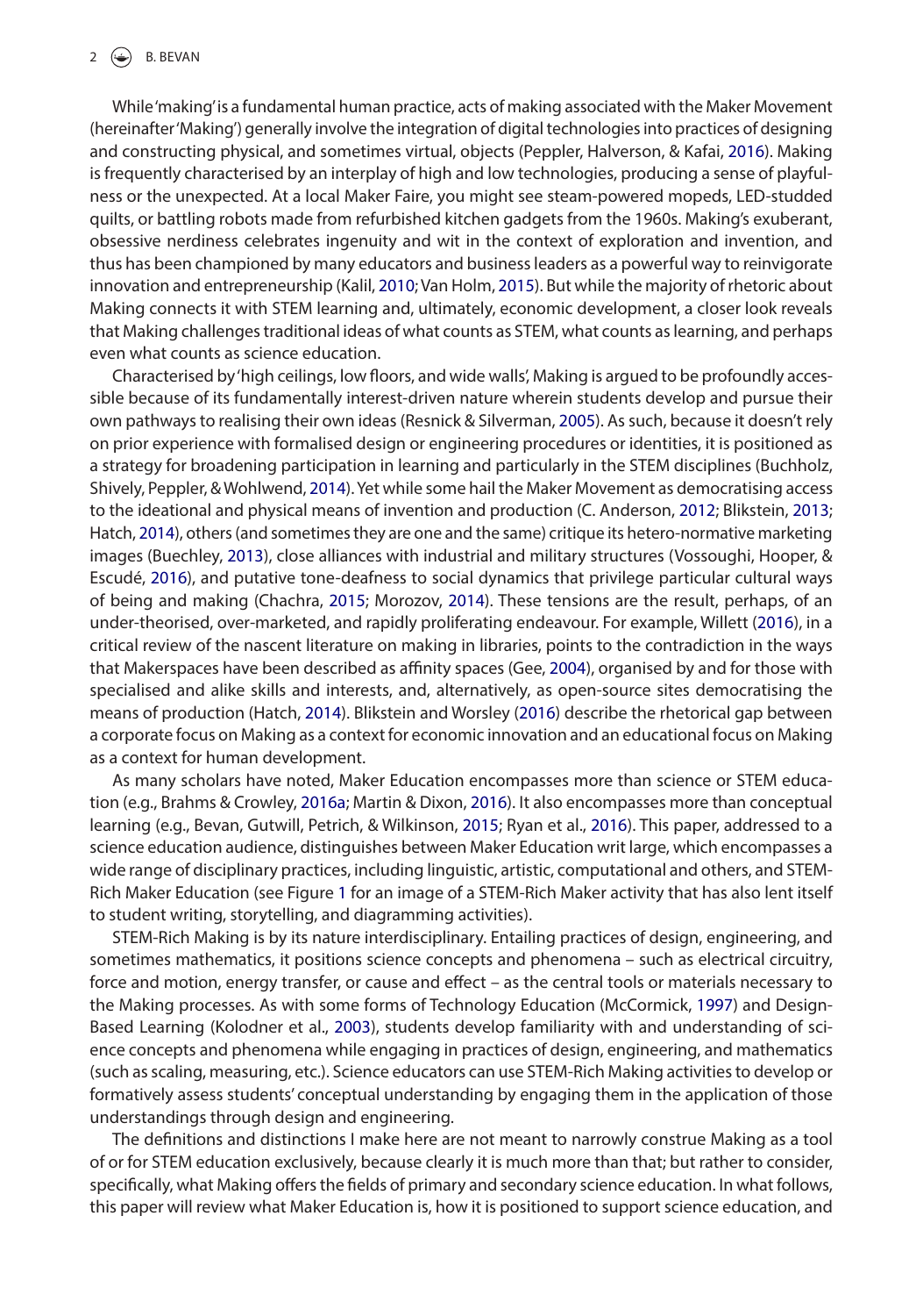While 'making' is a fundamental human practice, acts of making associated with the Maker Movement (hereinafter 'Making') generally involve the integration of digital technologies into practices of designing and constructing physical, and sometimes virtual, objects (Peppler, Halverson, & Kafai, 2016). Making is frequently characterised by an interplay of high and low technologies, producing a sense of playfulness or the unexpected. At a local Maker Faire, you might see steam-powered mopeds, LED-studded quilts, or battling robots made from refurbished kitchen gadgets from the 1960s. Making's exuberant, obsessive nerdiness celebrates ingenuity and wit in the context of exploration and invention, and thus has been championed by many educators and business leaders as a powerful way to reinvigorate innovation and entrepreneurship (Kalil, 2010; Van Holm, 2015). But while the majority of rhetoric about Making connects it with STEM learning and, ultimately, economic development, a closer look reveals that Making challenges traditional ideas of what counts as STEM, what counts as learning, and perhaps even what counts as science education.

Characterised by 'high ceilings, low floors, and wide walls', Making is argued to be profoundly accessible because of its fundamentally interest-driven nature wherein students develop and pursue their own pathways to realising their own ideas (Resnick & Silverman, 2005). As such, because it doesn't rely on prior experience with formalised design or engineering procedures or identities, it is positioned as a strategy for broadening participation in learning and particularly in the STEM disciplines (Buchholz, Shively, Peppler, & Wohlwend, 2014). Yet while some hail the Maker Movement as democratising access to the ideational and physical means of invention and production (C. Anderson, 2012; Blikstein, 2013; Hatch, 2014), others (and sometimes they are one and the same) critique its hetero-normative marketing images (Buechley, 2013), close alliances with industrial and military structures (Vossoughi, Hooper, & Escudé, 2016), and putative tone-deafness to social dynamics that privilege particular cultural ways of being and making (Chachra, 2015; Morozov, 2014). These tensions are the result, perhaps, of an under-theorised, over-marketed, and rapidly proliferating endeavour. For example, Willett (2016), in a critical review of the nascent literature on making in libraries, points to the contradiction in the ways that Makerspaces have been described as affinity spaces (Gee, 2004), organised by and for those with specialised and alike skills and interests, and, alternatively, as open-source sites democratising the means of production (Hatch, 2014). Blikstein and Worsley (2016) describe the rhetorical gap between a corporate focus on Making as a context for economic innovation and an educational focus on Making as a context for human development.

As many scholars have noted, Maker Education encompasses more than science or STEM education (e.g., Brahms & Crowley, 2016a; Martin & Dixon, 2016). It also encompasses more than conceptual learning (e.g., Bevan, Gutwill, Petrich, & Wilkinson, 2015; Ryan et al., 2016). This paper, addressed to a science education audience, distinguishes between Maker Education writ large, which encompasses a wide range of disciplinary practices, including linguistic, artistic, computational and others, and STEM-Rich Maker Education (see Figure 1 for an image of a STEM-Rich Maker activity that has also lent itself to student writing, storytelling, and diagramming activities).

STEM-Rich Making is by its nature interdisciplinary. Entailing practices of design, engineering, and sometimes mathematics, it positions science concepts and phenomena – such as electrical circuitry, force and motion, energy transfer, or cause and effect – as the central tools or materials necessary to the Making processes. As with some forms of Technology Education (McCormick, 1997) and Design-Based Learning (Kolodner et al., 2003), students develop familiarity with and understanding of science concepts and phenomena while engaging in practices of design, engineering, and mathematics (such as scaling, measuring, etc.). Science educators can use STEM-Rich Making activities to develop or formatively assess students' conceptual understanding by engaging them in the application of those understandings through design and engineering.

The definitions and distinctions I make here are not meant to narrowly construe Making as a tool of or for STEM education exclusively, because clearly it is much more than that; but rather to consider, specifically, what Making offers the fields of primary and secondary science education. In what follows, this paper will review what Maker Education is, how it is positioned to support science education, and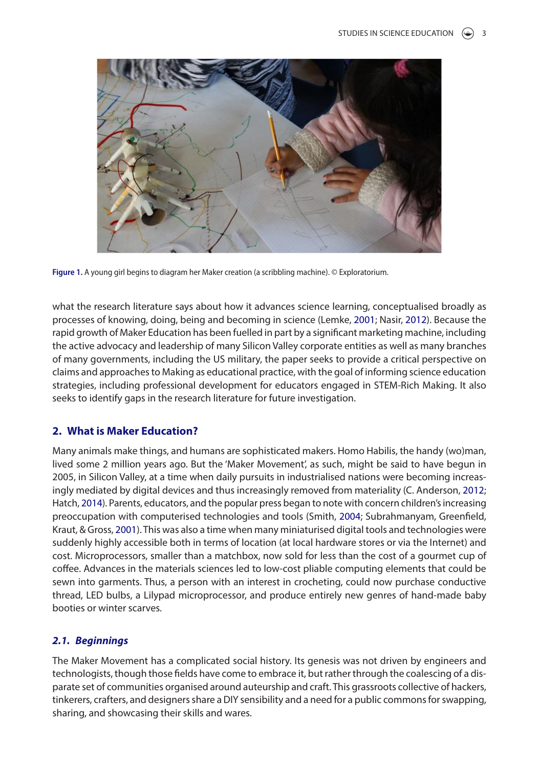Figure 1. A young girl begins to diagram her Maker creation (a scribbling machine). © Exploratorium.

what the research literature says about how it advances science learning, conceptualised broadly as processes of knowing, doing, being and becoming in science (Lemke, 2001; Nasir, 2012). Because the rapid growth of Maker Education has been fuelled in part by a significant marketing machine, including the active advocacy and leadership of many Silicon Valley corporate entities as well as many branches of many governments, including the US military, the paper seeks to provide a critical perspective on claims and approaches to Making as educational practice, with the goal of informing science education strategies, including professional development for educators engaged in STEM-Rich Making. It also seeks to identify gaps in the research literature for future investigation.

## 2. What is Maker Education?

Many animals make things, and humans are sophisticated makers. Homo Habilis, the handy (wo)man, lived some 2 million years ago. But the 'Maker Movement', as such, might be said to have begun in 2005, in Silicon Valley, at a time when daily pursuits in industrialised nations were becoming increasingly mediated by digital devices and thus increasingly removed from materiality (C. Anderson, 2012; Hatch, 2014). Parents, educators, and the popular press began to note with concern children's increasing preoccupation with computerised technologies and tools (Smith, 2004; Subrahmanyam, Greenfield, Kraut, & Gross, 2001). This was also a time when many miniaturised digital tools and technologies were suddenly highly accessible both in terms of location (at local hardware stores or via the Internet) and cost. Microprocessors, smaller than a matchbox, now sold for less than the cost of a gourmet cup of coffee. Advances in the materials sciences led to low-cost pliable computing elements that could be sewn into garments. Thus, a person with an interest in crocheting, could now purchase conductive thread, LED bulbs, a Lilypad microprocessor, and produce entirely new genres of hand-made baby booties or winter scarves.

### *2.1. Beginnings*

The Maker Movement has a complicated social history. Its genesis was not driven by engineers and technologists, though those fields have come to embrace it, but rather through the coalescing of a disparate set of communities organised around auteurship and craft. This grassroots collective of hackers, tinkerers, crafters, and designers share a DIY sensibility and a need for a public commons for swapping, sharing, and showcasing their skills and wares.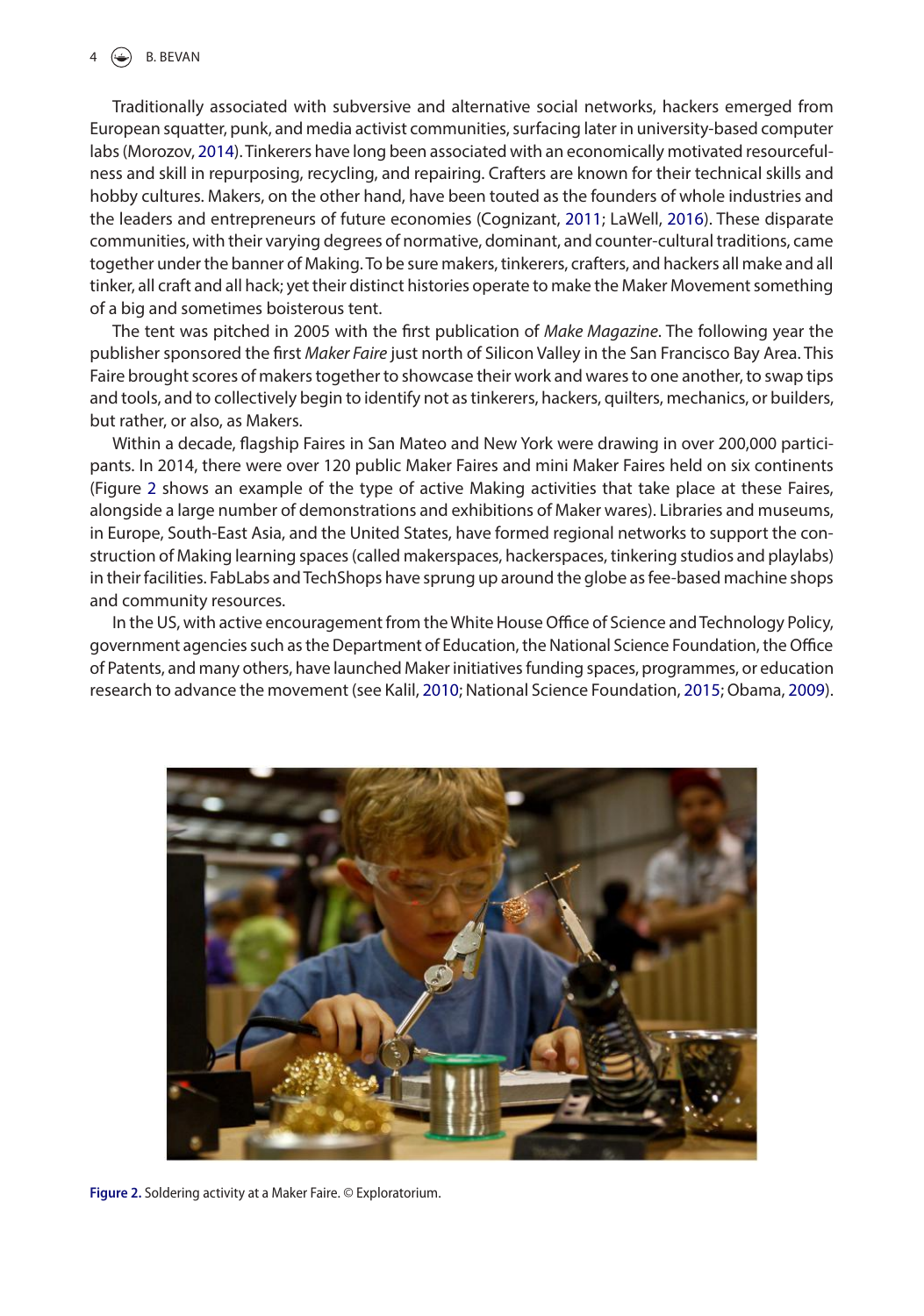Traditionally associated with subversive and alternative social networks, hackers emerged from European squatter, punk, and media activist communities, surfacing later in university-based computer labs (Morozov, 2014). Tinkerers have long been associated with an economically motivated resourcefulness and skill in repurposing, recycling, and repairing. Crafters are known for their technical skills and hobby cultures. Makers, on the other hand, have been touted as the founders of whole industries and the leaders and entrepreneurs of future economies (Cognizant, 2011; LaWell, 2016). These disparate communities, with their varying degrees of normative, dominant, and counter-cultural traditions, came together under the banner of Making. To be sure makers, tinkerers, crafters, and hackers all make and all tinker, all craft and all hack; yet their distinct histories operate to make the Maker Movement something of a big and sometimes boisterous tent.

The tent was pitched in 2005 with the first publication of *Make Magazine*. The following year the publisher sponsored the first *Maker Faire* just north of Silicon Valley in the San Francisco Bay Area. This Faire brought scores of makers together to showcase their work and wares to one another, to swap tips and tools, and to collectively begin to identify not as tinkerers, hackers, quilters, mechanics, or builders, but rather, or also, as Makers.

Within a decade, flagship Faires in San Mateo and New York were drawing in over 200,000 participants. In 2014, there were over 120 public Maker Faires and mini Maker Faires held on six continents (Figure 2 shows an example of the type of active Making activities that take place at these Faires, alongside a large number of demonstrations and exhibitions of Maker wares). Libraries and museums, in Europe, South-East Asia, and the United States, have formed regional networks to support the construction of Making learning spaces (called makerspaces, hackerspaces, tinkering studios and playlabs) in their facilities. FabLabs and TechShops have sprung up around the globe as fee-based machine shops and community resources.

In the US, with active encouragement from the White House Office of Science and Technology Policy, government agencies such as the Department of Education, the National Science Foundation, the Office of Patents, and many others, have launched Maker initiatives funding spaces, programmes, or education research to advance the movement (see Kalil, 2010; National Science Foundation, 2015; Obama, 2009).

**Figure 2.** Soldering activity at a Maker Faire. © Exploratorium.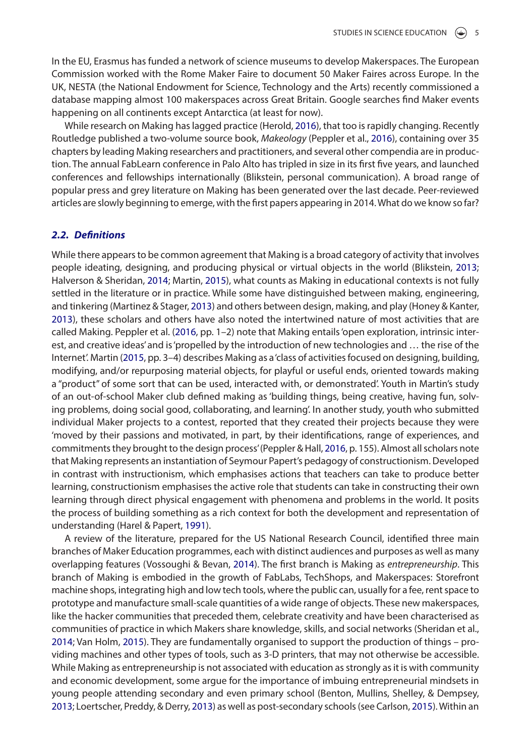In the EU, Erasmus has funded a network of science museums to develop Makerspaces. The European Commission worked with the Rome Maker Faire to document 50 Maker Faires across Europe. In the UK, NESTA (the National Endowment for Science, Technology and the Arts) recently commissioned a database mapping almost 100 makerspaces across Great Britain. Google searches find Maker events happening on all continents except Antarctica (at least for now).

While research on Making has lagged practice (Herold, 2016), that too is rapidly changing. Recently Routledge published a two-volume source book, *Makeology* (Peppler et al., 2016), containing over 35 chapters by leading Making researchers and practitioners, and several other compendia are in production. The annual FabLearn conference in Palo Alto has tripled in size in its first five years, and launched conferences and fellowships internationally (Blikstein, personal communication). A broad range of popular press and grey literature on Making has been generated over the last decade. Peer-reviewed articles are slowly beginning to emerge, with the first papers appearing in 2014. What do we know so far?

### ***2.2. Definitions***

While there appears to be common agreement that Making is a broad category of activity that involves people ideating, designing, and producing physical or virtual objects in the world (Blikstein, 2013; Halverson & Sheridan, 2014; Martin, 2015), what counts as Making in educational contexts is not fully settled in the literature or in practice. While some have distinguished between making, engineering, and tinkering (Martinez & Stager, 2013) and others between design, making, and play (Honey & Kanter, 2013), these scholars and others have also noted the intertwined nature of most activities that are called Making. Peppler et al. (2016, pp. 1–2) note that Making entails 'open exploration, intrinsic interest, and creative ideas' and is 'propelled by the introduction of new technologies and … the rise of the Internet'. Martin (2015, pp. 3–4) describes Making as a 'class of activities focused on designing, building, modifying, and/or repurposing material objects, for playful or useful ends, oriented towards making a "product" of some sort that can be used, interacted with, or demonstrated'. Youth in Martin's study of an out-of-school Maker club defined making as 'building things, being creative, having fun, solving problems, doing social good, collaborating, and learning'. In another study, youth who submitted individual Maker projects to a contest, reported that they created their projects because they were 'moved by their passions and motivated, in part, by their identifications, range of experiences, and commitments they brought to the design process' (Peppler & Hall, 2016, p. 155). Almost all scholars note that Making represents an instantiation of Seymour Papert's pedagogy of constructionism. Developed in contrast with instructionism, which emphasises actions that teachers can take to produce better learning, constructionism emphasises the active role that students can take in constructing their own learning through direct physical engagement with phenomena and problems in the world. It posits the process of building something as a rich context for both the development and representation of understanding (Harel & Papert, 1991).

A review of the literature, prepared for the US National Research Council, identified three main branches of Maker Education programmes, each with distinct audiences and purposes as well as many overlapping features (Vossoughi & Bevan, 2014). The first branch is Making as *entrepreneurship*. This branch of Making is embodied in the growth of FabLabs, TechShops, and Makerspaces: Storefront machine shops, integrating high and low tech tools, where the public can, usually for a fee, rent space to prototype and manufacture small-scale quantities of a wide range of objects. These new makerspaces, like the hacker communities that preceded them, celebrate creativity and have been characterised as communities of practice in which Makers share knowledge, skills, and social networks (Sheridan et al., 2014; Van Holm, 2015). They are fundamentally organised to support the production of things – providing machines and other types of tools, such as 3-D printers, that may not otherwise be accessible. While Making as entrepreneurship is not associated with education as strongly as it is with community and economic development, some argue for the importance of imbuing entrepreneurial mindsets in young people attending secondary and even primary school (Benton, Mullins, Shelley, & Dempsey, 2013; Loertscher, Preddy, & Derry, 2013) as well as post-secondary schools (see Carlson, 2015). Within an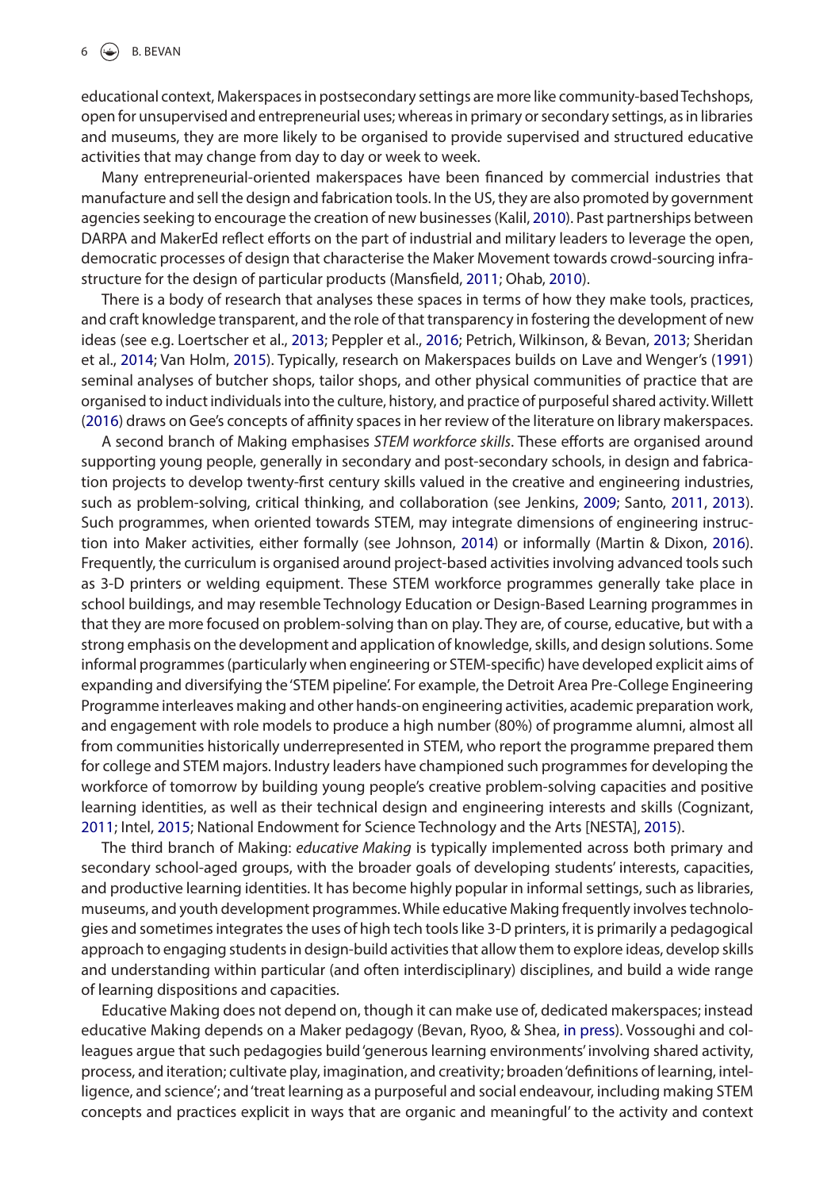educational context, Makerspaces in postsecondary settings are more like community-based Techshops, open for unsupervised and entrepreneurial uses; whereas in primary or secondary settings, as in libraries and museums, they are more likely to be organised to provide supervised and structured educative activities that may change from day to day or week to week.

Many entrepreneurial-oriented makerspaces have been financed by commercial industries that manufacture and sell the design and fabrication tools. In the US, they are also promoted by government agencies seeking to encourage the creation of new businesses (Kalil, 2010). Past partnerships between DARPA and MakerEd reflect efforts on the part of industrial and military leaders to leverage the open, democratic processes of design that characterise the Maker Movement towards crowd-sourcing infrastructure for the design of particular products (Mansfield, 2011; Ohab, 2010).

There is a body of research that analyses these spaces in terms of how they make tools, practices, and craft knowledge transparent, and the role of that transparency in fostering the development of new ideas (see e.g. Loertscher et al., 2013; Peppler et al., 2016; Petrich, Wilkinson, & Bevan, 2013; Sheridan et al., 2014; Van Holm, 2015). Typically, research on Makerspaces builds on Lave and Wenger's (1991) seminal analyses of butcher shops, tailor shops, and other physical communities of practice that are organised to induct individuals into the culture, history, and practice of purposeful shared activity. Willett (2016) draws on Gee's concepts of affinity spaces in her review of the literature on library makerspaces.

A second branch of Making emphasises *STEM workforce skills*. These efforts are organised around supporting young people, generally in secondary and post-secondary schools, in design and fabrication projects to develop twenty-first century skills valued in the creative and engineering industries, such as problem-solving, critical thinking, and collaboration (see Jenkins, 2009; Santo, 2011, 2013). Such programmes, when oriented towards STEM, may integrate dimensions of engineering instruction into Maker activities, either formally (see Johnson, 2014) or informally (Martin & Dixon, 2016). Frequently, the curriculum is organised around project-based activities involving advanced tools such as 3-D printers or welding equipment. These STEM workforce programmes generally take place in school buildings, and may resemble Technology Education or Design-Based Learning programmes in that they are more focused on problem-solving than on play. They are, of course, educative, but with a strong emphasis on the development and application of knowledge, skills, and design solutions. Some informal programmes (particularly when engineering or STEM-specific) have developed explicit aims of expanding and diversifying the 'STEM pipeline'. For example, the Detroit Area Pre-College Engineering Programme interleaves making and other hands-on engineering activities, academic preparation work, and engagement with role models to produce a high number (80%) of programme alumni, almost all from communities historically underrepresented in STEM, who report the programme prepared them for college and STEM majors. Industry leaders have championed such programmes for developing the workforce of tomorrow by building young people's creative problem-solving capacities and positive learning identities, as well as their technical design and engineering interests and skills (Cognizant, 2011; Intel, 2015; National Endowment for Science Technology and the Arts [NESTA], 2015).

The third branch of Making: *educative Making* is typically implemented across both primary and secondary school-aged groups, with the broader goals of developing students' interests, capacities, and productive learning identities. It has become highly popular in informal settings, such as libraries, museums, and youth development programmes. While educative Making frequently involves technologies and sometimes integrates the uses of high tech tools like 3-D printers, it is primarily a pedagogical approach to engaging students in design-build activities that allow them to explore ideas, develop skills and understanding within particular (and often interdisciplinary) disciplines, and build a wide range of learning dispositions and capacities.

Educative Making does not depend on, though it can make use of, dedicated makerspaces; instead educative Making depends on a Maker pedagogy (Bevan, Ryoo, & Shea, in press). Vossoughi and colleagues argue that such pedagogies build 'generous learning environments' involving shared activity, process, and iteration; cultivate play, imagination, and creativity; broaden 'definitions of learning, intelligence, and science'; and 'treat learning as a purposeful and social endeavour, including making STEM concepts and practices explicit in ways that are organic and meaningful' to the activity and context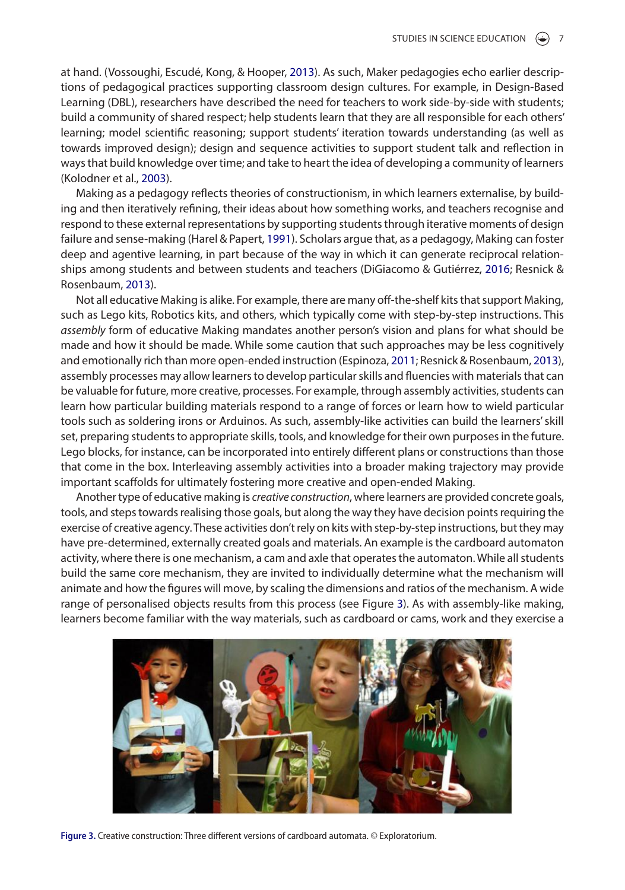at hand. (Vossoughi, Escudé, Kong, & Hooper, 2013). As such, Maker pedagogies echo earlier descriptions of pedagogical practices supporting classroom design cultures. For example, in Design-Based Learning (DBL), researchers have described the need for teachers to work side-by-side with students; build a community of shared respect; help students learn that they are all responsible for each others' learning; model scientific reasoning; support students' iteration towards understanding (as well as towards improved design); design and sequence activities to support student talk and reflection in ways that build knowledge over time; and take to heart the idea of developing a community of learners (Kolodner et al., 2003).

Making as a pedagogy reflects theories of constructionism, in which learners externalise, by building and then iteratively refining, their ideas about how something works, and teachers recognise and respond to these external representations by supporting students through iterative moments of design failure and sense-making (Harel & Papert, 1991). Scholars argue that, as a pedagogy, Making can foster deep and agentive learning, in part because of the way in which it can generate reciprocal relationships among students and between students and teachers (DiGiacomo & Gutiérrez, 2016; Resnick & Rosenbaum, 2013).

Not all educative Making is alike. For example, there are many off-the-shelf kits that support Making, such as Lego kits, Robotics kits, and others, which typically come with step-by-step instructions. This *assembly* form of educative Making mandates another person's vision and plans for what should be made and how it should be made. While some caution that such approaches may be less cognitively and emotionally rich than more open-ended instruction (Espinoza, 2011; Resnick & Rosenbaum, 2013), assembly processes may allow learners to develop particular skills and fluencies with materials that can be valuable for future, more creative, processes. For example, through assembly activities, students can learn how particular building materials respond to a range of forces or learn how to wield particular tools such as soldering irons or Arduinos. As such, assembly-like activities can build the learners' skill set, preparing students to appropriate skills, tools, and knowledge for their own purposes in the future. Lego blocks, for instance, can be incorporated into entirely different plans or constructions than those that come in the box. Interleaving assembly activities into a broader making trajectory may provide important scaffolds for ultimately fostering more creative and open-ended Making.

Another type of educative making is *creative construction*, where learners are provided concrete goals, tools, and steps towards realising those goals, but along the way they have decision points requiring the exercise of creative agency. These activities don't rely on kits with step-by-step instructions, but they may have pre-determined, externally created goals and materials. An example is the cardboard automaton activity, where there is one mechanism, a cam and axle that operates the automaton. While all students build the same core mechanism, they are invited to individually determine what the mechanism will animate and how the figures will move, by scaling the dimensions and ratios of the mechanism. A wide range of personalised objects results from this process (see Figure 3). As with assembly-like making, learners become familiar with the way materials, such as cardboard or cams, work and they exercise a

**Figure 3.** Creative construction: Three different versions of cardboard automata. © Exploratorium.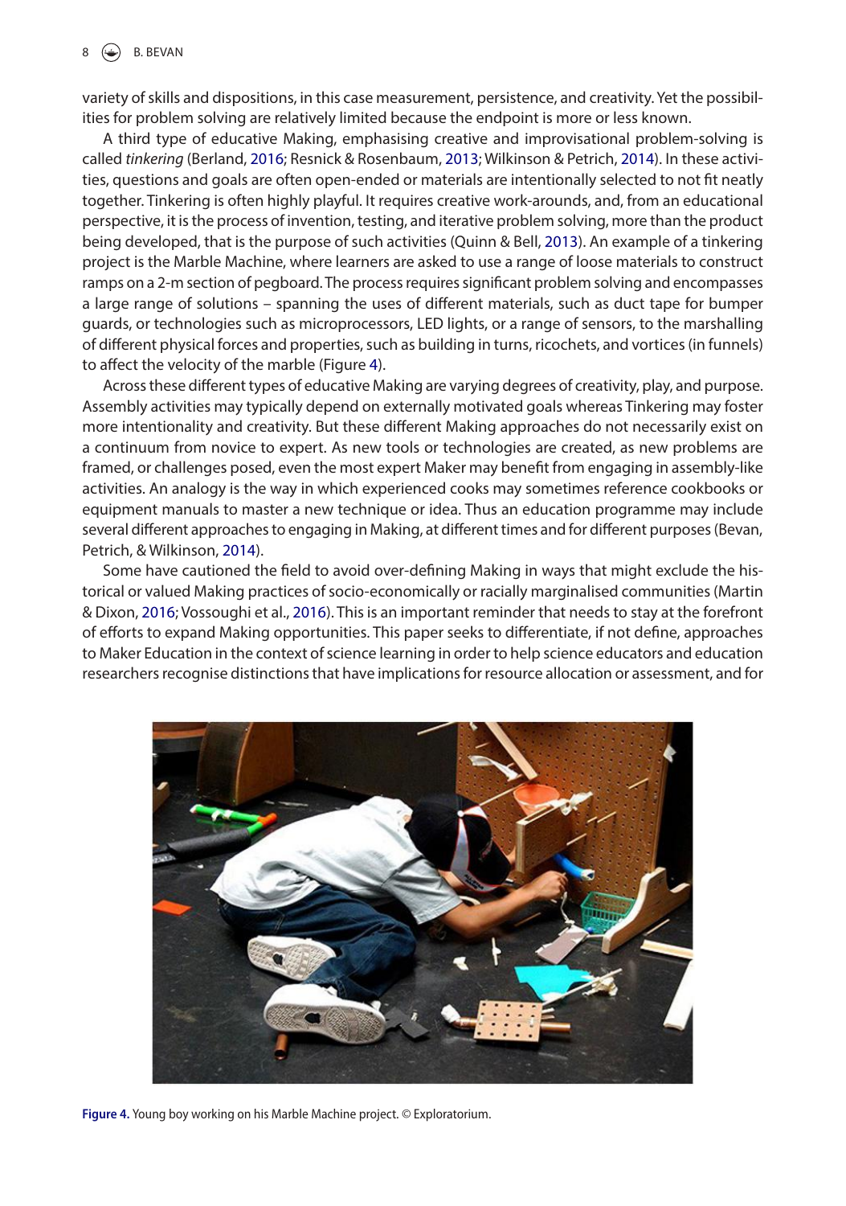variety of skills and dispositions, in this case measurement, persistence, and creativity. Yet the possibilities for problem solving are relatively limited because the endpoint is more or less known.

A third type of educative Making, emphasising creative and improvisational problem-solving is called *tinkering* (Berland, 2016; Resnick & Rosenbaum, 2013; Wilkinson & Petrich, 2014). In these activities, questions and goals are often open-ended or materials are intentionally selected to not fit neatly together. Tinkering is often highly playful. It requires creative work-arounds, and, from an educational perspective, it is the process of invention, testing, and iterative problem solving, more than the product being developed, that is the purpose of such activities (Quinn & Bell, 2013). An example of a tinkering project is the Marble Machine, where learners are asked to use a range of loose materials to construct ramps on a 2-m section of pegboard. The process requires significant problem solving and encompasses a large range of solutions – spanning the uses of different materials, such as duct tape for bumper guards, or technologies such as microprocessors, LED lights, or a range of sensors, to the marshalling of different physical forces and properties, such as building in turns, ricochets, and vortices (in funnels) to affect the velocity of the marble (Figure 4).

Across these different types of educative Making are varying degrees of creativity, play, and purpose. Assembly activities may typically depend on externally motivated goals whereas Tinkering may foster more intentionality and creativity. But these different Making approaches do not necessarily exist on a continuum from novice to expert. As new tools or technologies are created, as new problems are framed, or challenges posed, even the most expert Maker may benefit from engaging in assembly-like activities. An analogy is the way in which experienced cooks may sometimes reference cookbooks or equipment manuals to master a new technique or idea. Thus an education programme may include several different approaches to engaging in Making, at different times and for different purposes (Bevan, Petrich, & Wilkinson, 2014).

Some have cautioned the field to avoid over-defining Making in ways that might exclude the historical or valued Making practices of socio-economically or racially marginalised communities (Martin & Dixon, 2016; Vossoughi et al., 2016). This is an important reminder that needs to stay at the forefront of efforts to expand Making opportunities. This paper seeks to differentiate, if not define, approaches to Maker Education in the context of science learning in order to help science educators and education researchers recognise distinctions that have implications for resource allocation or assessment, and for

**Figure 4.** Young boy working on his Marble Machine project. © Exploratorium.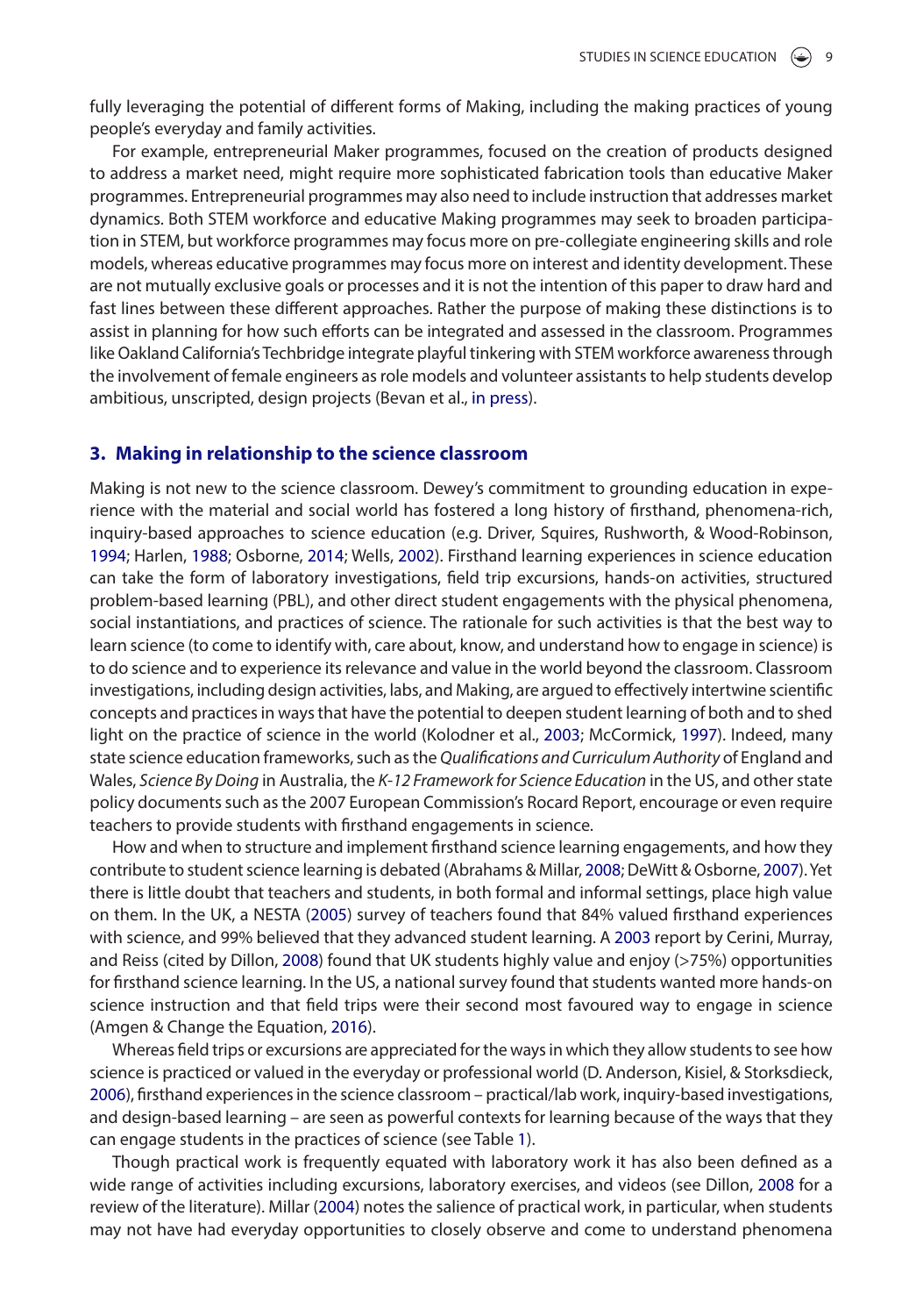fully leveraging the potential of different forms of Making, including the making practices of young people's everyday and family activities.

For example, entrepreneurial Maker programmes, focused on the creation of products designed to address a market need, might require more sophisticated fabrication tools than educative Maker programmes. Entrepreneurial programmes may also need to include instruction that addresses market dynamics. Both STEM workforce and educative Making programmes may seek to broaden participation in STEM, but workforce programmes may focus more on pre-collegiate engineering skills and role models, whereas educative programmes may focus more on interest and identity development. These are not mutually exclusive goals or processes and it is not the intention of this paper to draw hard and fast lines between these different approaches. Rather the purpose of making these distinctions is to assist in planning for how such efforts can be integrated and assessed in the classroom. Programmes like Oakland California's Techbridge integrate playful tinkering with STEM workforce awareness through the involvement of female engineers as role models and volunteer assistants to help students develop ambitious, unscripted, design projects (Bevan et al., in press).

## 3. Making in relationship to the science classroom

Making is not new to the science classroom. Dewey's commitment to grounding education in experience with the material and social world has fostered a long history of firsthand, phenomena-rich, inquiry-based approaches to science education (e.g. Driver, Squires, Rushworth, & Wood-Robinson, 1994; Harlen, 1988; Osborne, 2014; Wells, 2002). Firsthand learning experiences in science education can take the form of laboratory investigations, field trip excursions, hands-on activities, structured problem-based learning (PBL), and other direct student engagements with the physical phenomena, social instantiations, and practices of science. The rationale for such activities is that the best way to learn science (to come to identify with, care about, know, and understand how to engage in science) is to do science and to experience its relevance and value in the world beyond the classroom. Classroom investigations, including design activities, labs, and Making, are argued to effectively intertwine scientific concepts and practices in ways that have the potential to deepen student learning of both and to shed light on the practice of science in the world (Kolodner et al., 2003; McCormick, 1997). Indeed, many state science education frameworks, such as the *Qualifications and Curriculum Authority* of England and Wales, *Science By Doing* in Australia, the *K-12 Framework for Science Education* in the US, and other state policy documents such as the 2007 European Commission's Rocard Report, encourage or even require teachers to provide students with firsthand engagements in science.

How and when to structure and implement firsthand science learning engagements, and how they contribute to student science learning is debated (Abrahams & Millar, 2008; DeWitt & Osborne, 2007). Yet there is little doubt that teachers and students, in both formal and informal settings, place high value on them. In the UK, a NESTA (2005) survey of teachers found that 84% valued firsthand experiences with science, and 99% believed that they advanced student learning. A 2003 report by Cerini, Murray, and Reiss (cited by Dillon, 2008) found that UK students highly value and enjoy (>75%) opportunities for firsthand science learning. In the US, a national survey found that students wanted more hands-on science instruction and that field trips were their second most favoured way to engage in science (Amgen & Change the Equation, 2016).

Whereas field trips or excursions are appreciated for the ways in which they allow students to see how science is practiced or valued in the everyday or professional world (D. Anderson, Kisiel, & Storksdieck, 2006), firsthand experiences in the science classroom – practical/lab work, inquiry-based investigations, and design-based learning – are seen as powerful contexts for learning because of the ways that they can engage students in the practices of science (see Table 1).

Though practical work is frequently equated with laboratory work it has also been defined as a wide range of activities including excursions, laboratory exercises, and videos (see Dillon, 2008 for a review of the literature). Millar (2004) notes the salience of practical work, in particular, when students may not have had everyday opportunities to closely observe and come to understand phenomena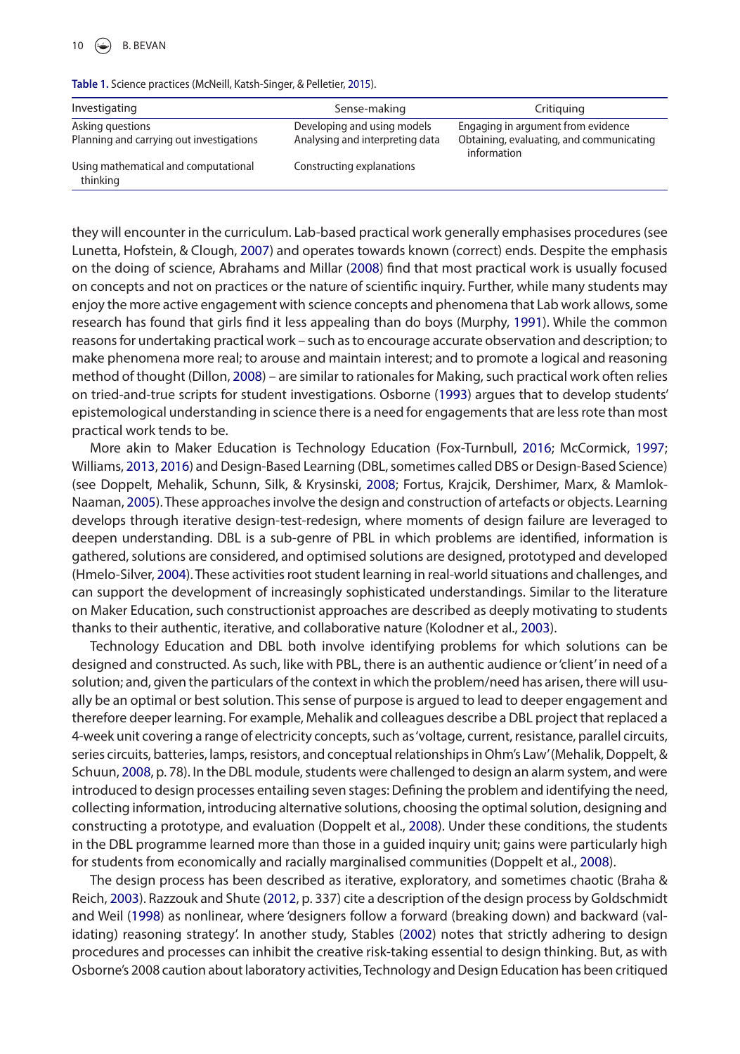**Table 1.** Science practices (McNeill, Katsh-Singer, & Pelletier, 2015).

| Investigating | Sense-making | Critiquing |
|---|---|---|
| Asking questions | Developing and using models | Engaging in argument from evidence |
| Planning and carrying out investigations | Analysing and interpreting data | Obtaining, evaluating, and communicating information |
| Using mathematical and computational thinking | Constructing explanations | |

they will encounter in the curriculum. Lab-based practical work generally emphasises procedures (see Lunetta, Hofstein, & Clough, 2007) and operates towards known (correct) ends. Despite the emphasis on the doing of science, Abrahams and Millar (2008) find that most practical work is usually focused on concepts and not on practices or the nature of scientific inquiry. Further, while many students may enjoy the more active engagement with science concepts and phenomena that Lab work allows, some research has found that girls find it less appealing than do boys (Murphy, 1991). While the common reasons for undertaking practical work – such as to encourage accurate observation and description; to make phenomena more real; to arouse and maintain interest; and to promote a logical and reasoning method of thought (Dillon, 2008) – are similar to rationales for Making, such practical work often relies on tried-and-true scripts for student investigations. Osborne (1993) argues that to develop students' epistemological understanding in science there is a need for engagements that are less rote than most practical work tends to be.

More akin to Maker Education is Technology Education (Fox-Turnbull, 2016; McCormick, 1997; Williams, 2013, 2016) and Design-Based Learning (DBL, sometimes called DBS or Design-Based Science) (see Doppelt, Mehalik, Schunn, Silk, & Krysinski, 2008; Fortus, Krajcik, Dershimer, Marx, & Mamlok-Naaman, 2005). These approaches involve the design and construction of artefacts or objects. Learning develops through iterative design-test-redesign, where moments of design failure are leveraged to deepen understanding. DBL is a sub-genre of PBL in which problems are identified, information is gathered, solutions are considered, and optimised solutions are designed, prototyped and developed (Hmelo-Silver, 2004). These activities root student learning in real-world situations and challenges, and can support the development of increasingly sophisticated understandings. Similar to the literature on Maker Education, such constructionist approaches are described as deeply motivating to students thanks to their authentic, iterative, and collaborative nature (Kolodner et al., 2003).

Technology Education and DBL both involve identifying problems for which solutions can be designed and constructed. As such, like with PBL, there is an authentic audience or 'client' in need of a solution; and, given the particulars of the context in which the problem/need has arisen, there will usually be an optimal or best solution. This sense of purpose is argued to lead to deeper engagement and therefore deeper learning. For example, Mehalik and colleagues describe a DBL project that replaced a 4-week unit covering a range of electricity concepts, such as 'voltage, current, resistance, parallel circuits, series circuits, batteries, lamps, resistors, and conceptual relationships in Ohm's Law' (Mehalik, Doppelt, & Schuun, 2008, p. 78). In the DBL module, students were challenged to design an alarm system, and were introduced to design processes entailing seven stages: Defining the problem and identifying the need, collecting information, introducing alternative solutions, choosing the optimal solution, designing and constructing a prototype, and evaluation (Doppelt et al., 2008). Under these conditions, the students in the DBL programme learned more than those in a guided inquiry unit; gains were particularly high for students from economically and racially marginalised communities (Doppelt et al., 2008).

The design process has been described as iterative, exploratory, and sometimes chaotic (Braha & Reich, 2003). Razzouk and Shute (2012, p. 337) cite a description of the design process by Goldschmidt and Weil (1998) as nonlinear, where 'designers follow a forward (breaking down) and backward (validating) reasoning strategy'. In another study, Stables (2002) notes that strictly adhering to design procedures and processes can inhibit the creative risk-taking essential to design thinking. But, as with Osborne's 2008 caution about laboratory activities, Technology and Design Education has been critiqued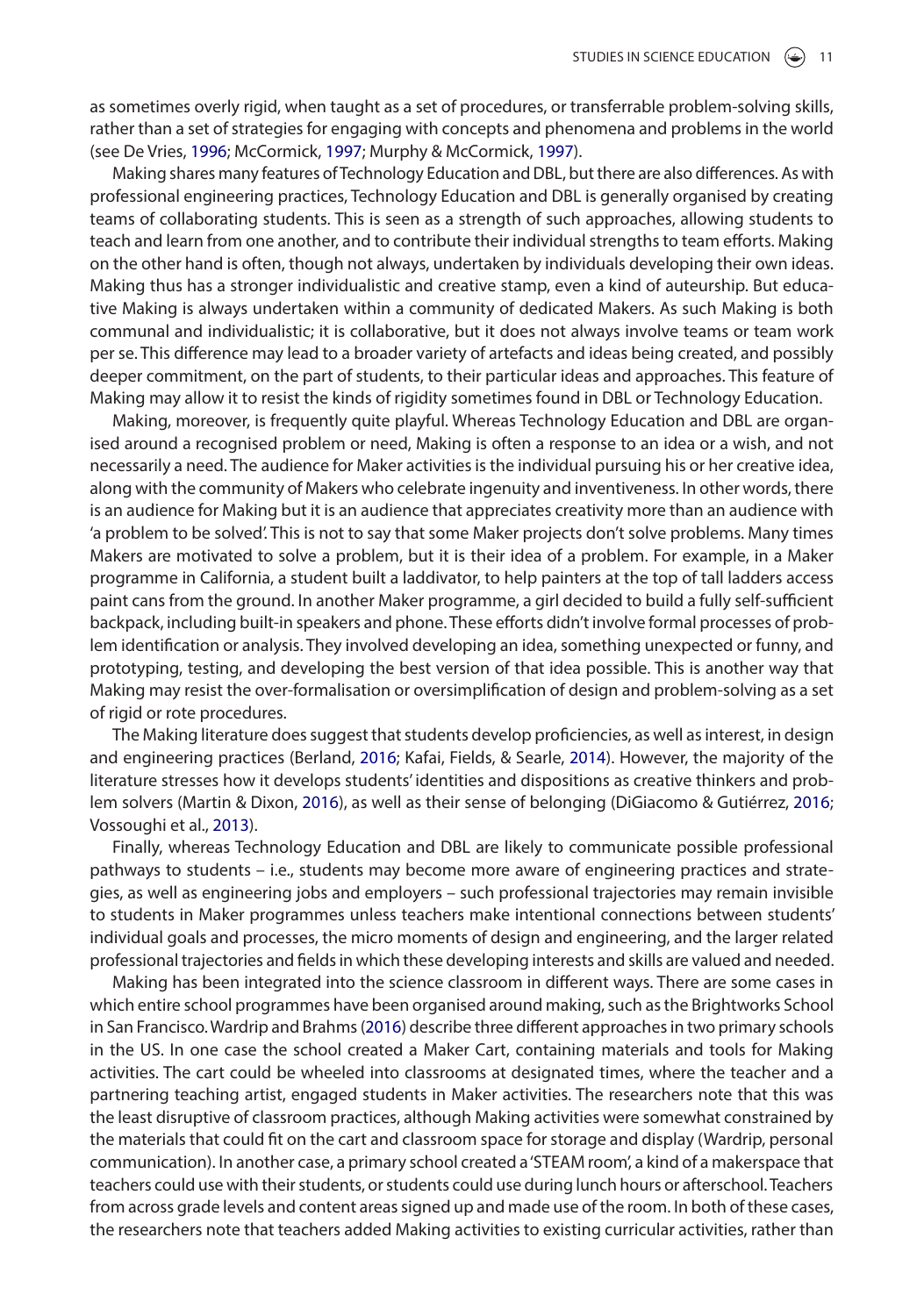as sometimes overly rigid, when taught as a set of procedures, or transferrable problem-solving skills, rather than a set of strategies for engaging with concepts and phenomena and problems in the world (see De Vries, 1996; McCormick, 1997; Murphy & McCormick, 1997).

Making shares many features of Technology Education and DBL, but there are also differences. As with professional engineering practices, Technology Education and DBL is generally organised by creating teams of collaborating students. This is seen as a strength of such approaches, allowing students to teach and learn from one another, and to contribute their individual strengths to team efforts. Making on the other hand is often, though not always, undertaken by individuals developing their own ideas. Making thus has a stronger individualistic and creative stamp, even a kind of auteurship. But educative Making is always undertaken within a community of dedicated Makers. As such Making is both communal and individualistic; it is collaborative, but it does not always involve teams or team work per se. This difference may lead to a broader variety of artefacts and ideas being created, and possibly deeper commitment, on the part of students, to their particular ideas and approaches. This feature of Making may allow it to resist the kinds of rigidity sometimes found in DBL or Technology Education.

Making, moreover, is frequently quite playful. Whereas Technology Education and DBL are organised around a recognised problem or need, Making is often a response to an idea or a wish, and not necessarily a need. The audience for Maker activities is the individual pursuing his or her creative idea, along with the community of Makers who celebrate ingenuity and inventiveness. In other words, there is an audience for Making but it is an audience that appreciates creativity more than an audience with 'a problem to be solved'. This is not to say that some Maker projects don't solve problems. Many times Makers are motivated to solve a problem, but it is their idea of a problem. For example, in a Maker programme in California, a student built a laddivator, to help painters at the top of tall ladders access paint cans from the ground. In another Maker programme, a girl decided to build a fully self-sufficient backpack, including built-in speakers and phone. These efforts didn't involve formal processes of problem identification or analysis. They involved developing an idea, something unexpected or funny, and prototyping, testing, and developing the best version of that idea possible. This is another way that Making may resist the over-formalisation or oversimplification of design and problem-solving as a set of rigid or rote procedures.

The Making literature does suggest that students develop proficiencies, as well as interest, in design and engineering practices (Berland, 2016; Kafai, Fields, & Searle, 2014). However, the majority of the literature stresses how it develops students' identities and dispositions as creative thinkers and problem solvers (Martin & Dixon, 2016), as well as their sense of belonging (DiGiacomo & Gutiérrez, 2016; Vossoughi et al., 2013).

Finally, whereas Technology Education and DBL are likely to communicate possible professional pathways to students – i.e., students may become more aware of engineering practices and strategies, as well as engineering jobs and employers – such professional trajectories may remain invisible to students in Maker programmes unless teachers make intentional connections between students' individual goals and processes, the micro moments of design and engineering, and the larger related professional trajectories and fields in which these developing interests and skills are valued and needed.

Making has been integrated into the science classroom in different ways. There are some cases in which entire school programmes have been organised around making, such as the Brightworks School in San Francisco. Wardrip and Brahms (2016) describe three different approaches in two primary schools in the US. In one case the school created a Maker Cart, containing materials and tools for Making activities. The cart could be wheeled into classrooms at designated times, where the teacher and a partnering teaching artist, engaged students in Maker activities. The researchers note that this was the least disruptive of classroom practices, although Making activities were somewhat constrained by the materials that could fit on the cart and classroom space for storage and display (Wardrip, personal communication). In another case, a primary school created a 'STEAM room', a kind of a makerspace that teachers could use with their students, or students could use during lunch hours or afterschool. Teachers from across grade levels and content areas signed up and made use of the room. In both of these cases, the researchers note that teachers added Making activities to existing curricular activities, rather than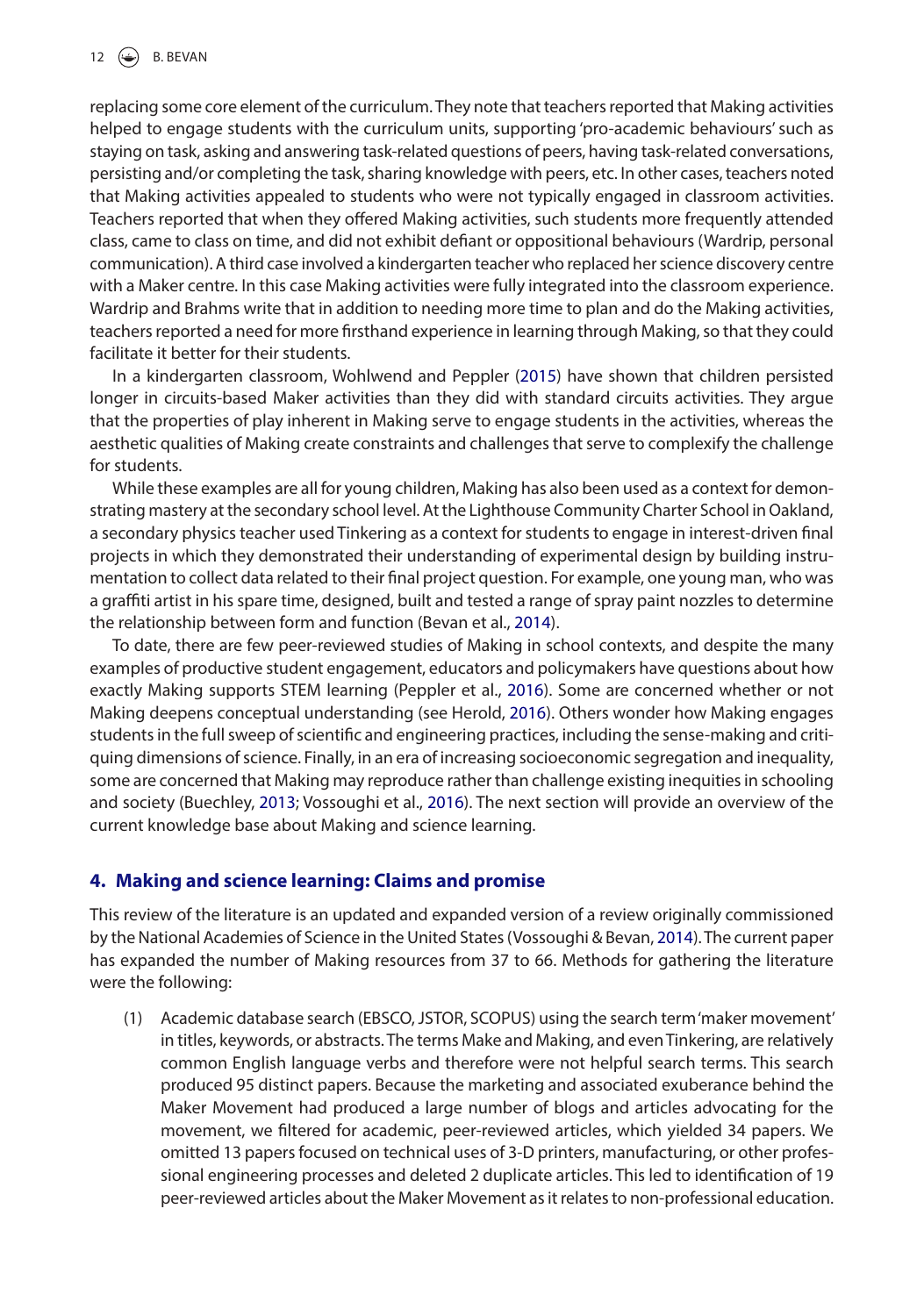replacing some core element of the curriculum. They note that teachers reported that Making activities helped to engage students with the curriculum units, supporting 'pro-academic behaviours' such as staying on task, asking and answering task-related questions of peers, having task-related conversations, persisting and/or completing the task, sharing knowledge with peers, etc. In other cases, teachers noted that Making activities appealed to students who were not typically engaged in classroom activities. Teachers reported that when they offered Making activities, such students more frequently attended class, came to class on time, and did not exhibit defiant or oppositional behaviours (Wardrip, personal communication). A third case involved a kindergarten teacher who replaced her science discovery centre with a Maker centre. In this case Making activities were fully integrated into the classroom experience. Wardrip and Brahms write that in addition to needing more time to plan and do the Making activities, teachers reported a need for more firsthand experience in learning through Making, so that they could facilitate it better for their students.

In a kindergarten classroom, Wohlwend and Peppler (2015) have shown that children persisted longer in circuits-based Maker activities than they did with standard circuits activities. They argue that the properties of play inherent in Making serve to engage students in the activities, whereas the aesthetic qualities of Making create constraints and challenges that serve to complexify the challenge for students.

While these examples are all for young children, Making has also been used as a context for demonstrating mastery at the secondary school level. At the Lighthouse Community Charter School in Oakland, a secondary physics teacher used Tinkering as a context for students to engage in interest-driven final projects in which they demonstrated their understanding of experimental design by building instrumentation to collect data related to their final project question. For example, one young man, who was a graffiti artist in his spare time, designed, built and tested a range of spray paint nozzles to determine the relationship between form and function (Bevan et al., 2014).

To date, there are few peer-reviewed studies of Making in school contexts, and despite the many examples of productive student engagement, educators and policymakers have questions about how exactly Making supports STEM learning (Peppler et al., 2016). Some are concerned whether or not Making deepens conceptual understanding (see Herold, 2016). Others wonder how Making engages students in the full sweep of scientific and engineering practices, including the sense-making and critiquing dimensions of science. Finally, in an era of increasing socioeconomic segregation and inequality, some are concerned that Making may reproduce rather than challenge existing inequities in schooling and society (Buechley, 2013; Vossoughi et al., 2016). The next section will provide an overview of the current knowledge base about Making and science learning.

## 4. Making and science learning: Claims and promise

This review of the literature is an updated and expanded version of a review originally commissioned by the National Academies of Science in the United States (Vossoughi & Bevan, 2014). The current paper has expanded the number of Making resources from 37 to 66. Methods for gathering the literature were the following:

(1) Academic database search (EBSCO, JSTOR, SCOPUS) using the search term 'maker movement' in titles, keywords, or abstracts. The terms Make and Making, and even Tinkering, are relatively common English language verbs and therefore were not helpful search terms. This search produced 95 distinct papers. Because the marketing and associated exuberance behind the Maker Movement had produced a large number of blogs and articles advocating for the movement, we filtered for academic, peer-reviewed articles, which yielded 34 papers. We omitted 13 papers focused on technical uses of 3-D printers, manufacturing, or other professional engineering processes and deleted 2 duplicate articles. This led to identification of 19 peer-reviewed articles about the Maker Movement as it relates to non-professional education.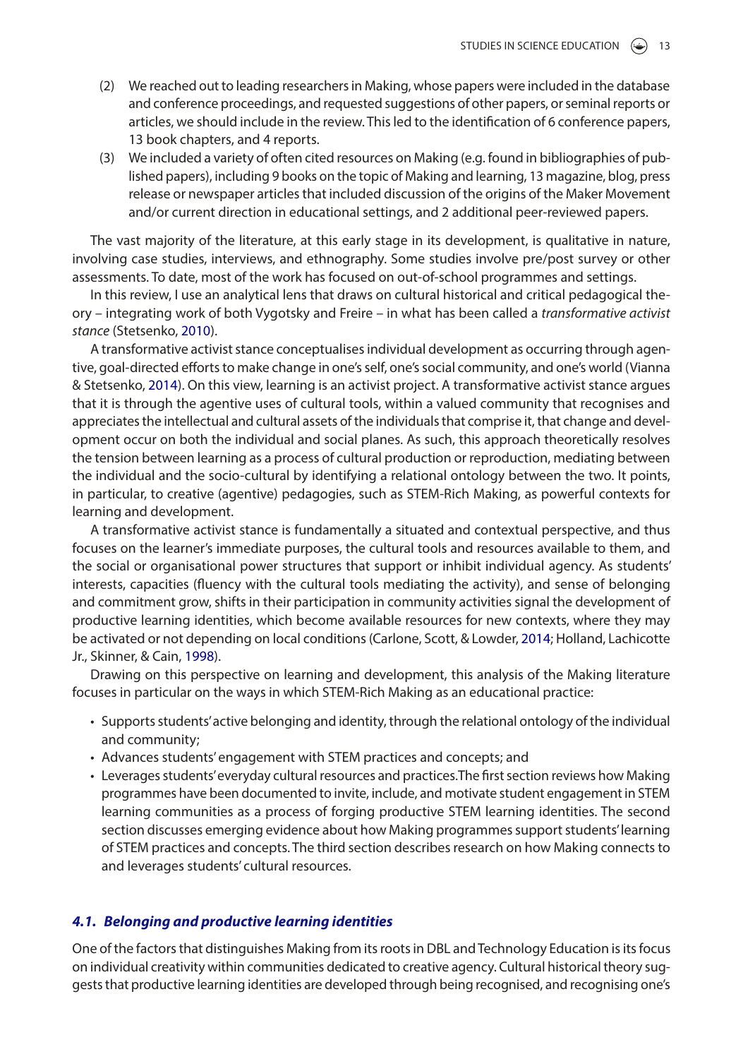(2) We reached out to leading researchers in Making, whose papers were included in the database and conference proceedings, and requested suggestions of other papers, or seminal reports or articles, we should include in the review. This led to the identification of 6 conference papers, 13 book chapters, and 4 reports.

(3) We included a variety of often cited resources on Making (e.g. found in bibliographies of published papers), including 9 books on the topic of Making and learning, 13 magazine, blog, press release or newspaper articles that included discussion of the origins of the Maker Movement and/or current direction in educational settings, and 2 additional peer-reviewed papers.

The vast majority of the literature, at this early stage in its development, is qualitative in nature, involving case studies, interviews, and ethnography. Some studies involve pre/post survey or other assessments. To date, most of the work has focused on out-of-school programmes and settings.

In this review, I use an analytical lens that draws on cultural historical and critical pedagogical theory – integrating work of both Vygotsky and Freire – in what has been called a *transformative activist stance* (Stetsenko, 2010).

A transformative activist stance conceptualises individual development as occurring through agentive, goal-directed efforts to make change in one's self, one's social community, and one's world (Vianna & Stetsenko, 2014). On this view, learning is an activist project. A transformative activist stance argues that it is through the agentive uses of cultural tools, within a valued community that recognises and appreciates the intellectual and cultural assets of the individuals that comprise it, that change and development occur on both the individual and social planes. As such, this approach theoretically resolves the tension between learning as a process of cultural production or reproduction, mediating between the individual and the socio-cultural by identifying a relational ontology between the two. It points, in particular, to creative (agentive) pedagogies, such as STEM-Rich Making, as powerful contexts for learning and development.

A transformative activist stance is fundamentally a situated and contextual perspective, and thus focuses on the learner's immediate purposes, the cultural tools and resources available to them, and the social or organisational power structures that support or inhibit individual agency. As students' interests, capacities (fluency with the cultural tools mediating the activity), and sense of belonging and commitment grow, shifts in their participation in community activities signal the development of productive learning identities, which become available resources for new contexts, where they may be activated or not depending on local conditions (Carlone, Scott, & Lowder, 2014; Holland, Lachicotte Jr., Skinner, & Cain, 1998).

Drawing on this perspective on learning and development, this analysis of the Making literature focuses in particular on the ways in which STEM-Rich Making as an educational practice:

- Supports students' active belonging and identity, through the relational ontology of the individual and community;
- Advances students' engagement with STEM practices and concepts; and
- Leverages students' everyday cultural resources and practices.The first section reviews how Making programmes have been documented to invite, include, and motivate student engagement in STEM learning communities as a process of forging productive STEM learning identities. The second section discusses emerging evidence about how Making programmes support students' learning of STEM practices and concepts. The third section describes research on how Making connects to and leverages students' cultural resources.

### *4.1. Belonging and productive learning identities*

One of the factors that distinguishes Making from its roots in DBL and Technology Education is its focus on individual creativity within communities dedicated to creative agency. Cultural historical theory suggests that productive learning identities are developed through being recognised, and recognising one's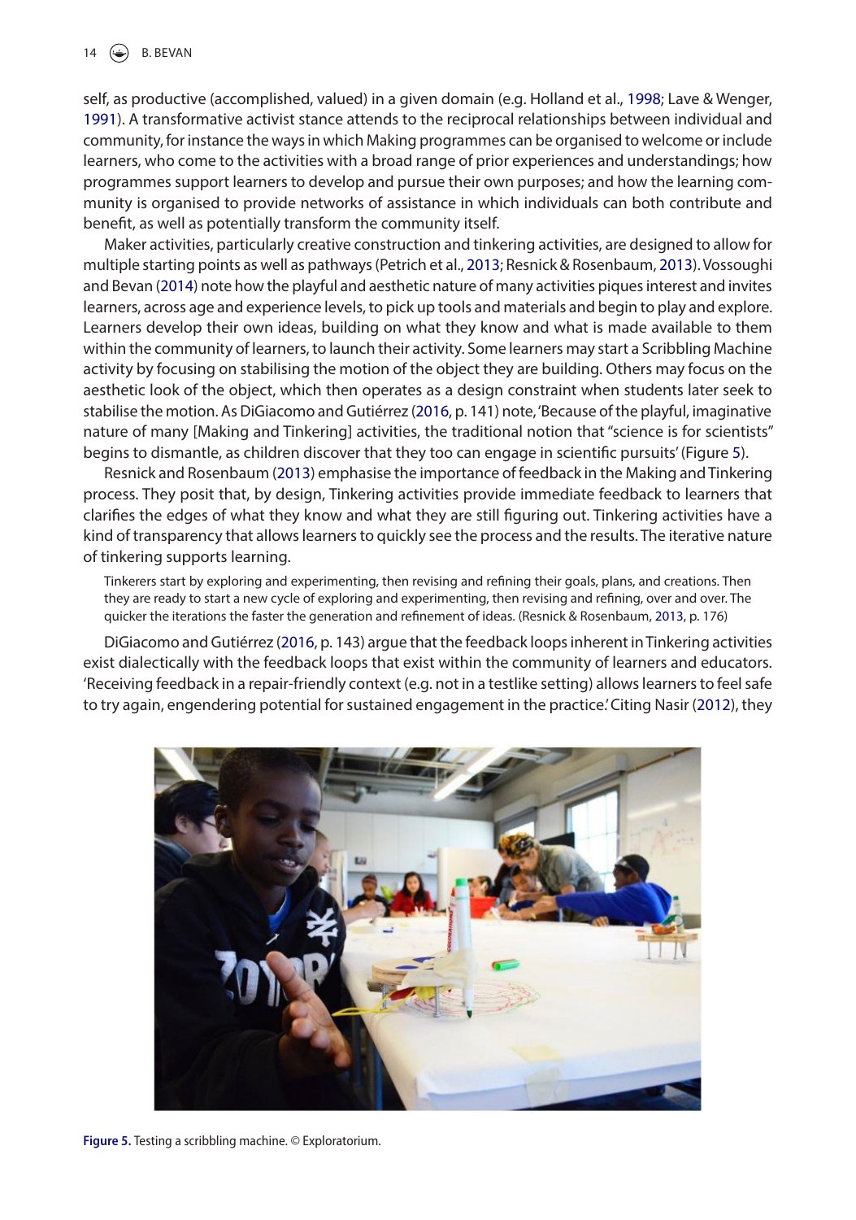self, as productive (accomplished, valued) in a given domain (e.g. Holland et al., 1998; Lave & Wenger, 1991). A transformative activist stance attends to the reciprocal relationships between individual and community, for instance the ways in which Making programmes can be organised to welcome or include learners, who come to the activities with a broad range of prior experiences and understandings; how programmes support learners to develop and pursue their own purposes; and how the learning community is organised to provide networks of assistance in which individuals can both contribute and benefit, as well as potentially transform the community itself.

Maker activities, particularly creative construction and tinkering activities, are designed to allow for multiple starting points as well as pathways (Petrich et al., 2013; Resnick & Rosenbaum, 2013). Vossoughi and Bevan (2014) note how the playful and aesthetic nature of many activities piques interest and invites learners, across age and experience levels, to pick up tools and materials and begin to play and explore. Learners develop their own ideas, building on what they know and what is made available to them within the community of learners, to launch their activity. Some learners may start a Scribbling Machine activity by focusing on stabilising the motion of the object they are building. Others may focus on the aesthetic look of the object, which then operates as a design constraint when students later seek to stabilise the motion. As DiGiacomo and Gutiérrez (2016, p. 141) note, 'Because of the playful, imaginative nature of many [Making and Tinkering] activities, the traditional notion that "science is for scientists" begins to dismantle, as children discover that they too can engage in scientific pursuits' (Figure 5).

Resnick and Rosenbaum (2013) emphasise the importance of feedback in the Making and Tinkering process. They posit that, by design, Tinkering activities provide immediate feedback to learners that clarifies the edges of what they know and what they are still figuring out. Tinkering activities have a kind of transparency that allows learners to quickly see the process and the results. The iterative nature of tinkering supports learning.

> Tinkerers start by exploring and experimenting, then revising and refining their goals, plans, and creations. Then they are ready to start a new cycle of exploring and experimenting, then revising and refining, over and over. The quicker the iterations the faster the generation and refinement of ideas. (Resnick & Rosenbaum, 2013, p. 176)

DiGiacomo and Gutiérrez (2016, p. 143) argue that the feedback loops inherent in Tinkering activities exist dialectically with the feedback loops that exist within the community of learners and educators. 'Receiving feedback in a repair-friendly context (e.g. not in a testlike setting) allows learners to feel safe to try again, engendering potential for sustained engagement in the practice.' Citing Nasir (2012), they

Figure 5. Testing a scribbling machine. © Exploratorium.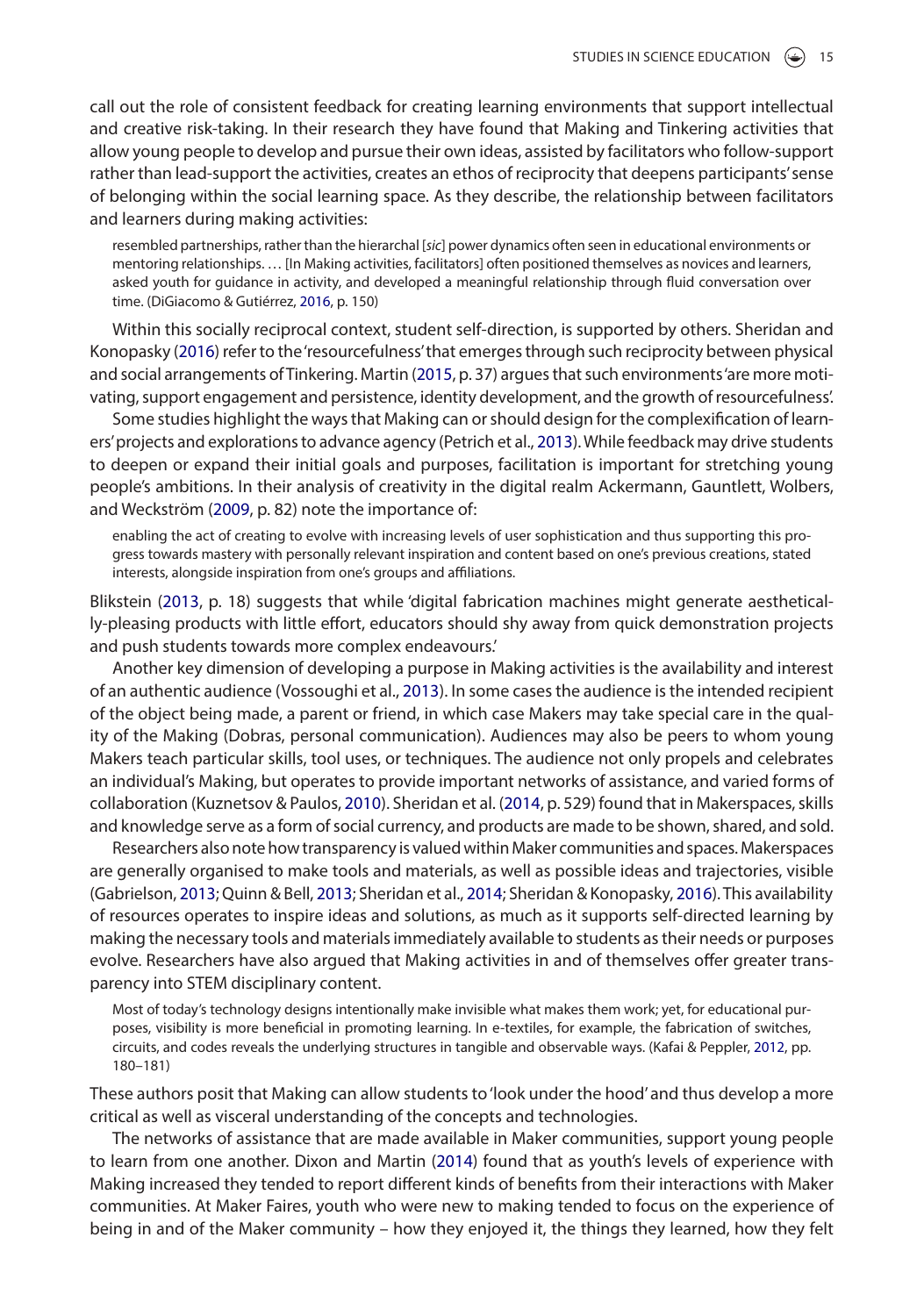call out the role of consistent feedback for creating learning environments that support intellectual and creative risk-taking. In their research they have found that Making and Tinkering activities that allow young people to develop and pursue their own ideas, assisted by facilitators who follow-support rather than lead-support the activities, creates an ethos of reciprocity that deepens participants' sense of belonging within the social learning space. As they describe, the relationship between facilitators and learners during making activities:

> resembled partnerships, rather than the hierarchal [*sic*] power dynamics often seen in educational environments or mentoring relationships. … [In Making activities, facilitators] often positioned themselves as novices and learners, asked youth for guidance in activity, and developed a meaningful relationship through fluid conversation over time. (DiGiacomo & Gutiérrez, 2016, p. 150)

Within this socially reciprocal context, student self-direction, is supported by others. Sheridan and Konopasky (2016) refer to the 'resourcefulness' that emerges through such reciprocity between physical and social arrangements of Tinkering. Martin (2015, p. 37) argues that such environments 'are more motivating, support engagement and persistence, identity development, and the growth of resourcefulness'.

Some studies highlight the ways that Making can or should design for the complexification of learners' projects and explorations to advance agency (Petrich et al., 2013). While feedback may drive students to deepen or expand their initial goals and purposes, facilitation is important for stretching young people's ambitions. In their analysis of creativity in the digital realm Ackermann, Gauntlett, Wolbers, and Weckström (2009, p. 82) note the importance of:

> enabling the act of creating to evolve with increasing levels of user sophistication and thus supporting this progress towards mastery with personally relevant inspiration and content based on one's previous creations, stated interests, alongside inspiration from one's groups and affiliations.

Blikstein (2013, p. 18) suggests that while 'digital fabrication machines might generate aesthetically-pleasing products with little effort, educators should shy away from quick demonstration projects and push students towards more complex endeavours.'

Another key dimension of developing a purpose in Making activities is the availability and interest of an authentic audience (Vossoughi et al., 2013). In some cases the audience is the intended recipient of the object being made, a parent or friend, in which case Makers may take special care in the quality of the Making (Dobras, personal communication). Audiences may also be peers to whom young Makers teach particular skills, tool uses, or techniques. The audience not only propels and celebrates an individual's Making, but operates to provide important networks of assistance, and varied forms of collaboration (Kuznetsov & Paulos, 2010). Sheridan et al. (2014, p. 529) found that in Makerspaces, skills and knowledge serve as a form of social currency, and products are made to be shown, shared, and sold.

Researchers also note how transparency is valued within Maker communities and spaces. Makerspaces are generally organised to make tools and materials, as well as possible ideas and trajectories, visible (Gabrielson, 2013; Quinn & Bell, 2013; Sheridan et al., 2014; Sheridan & Konopasky, 2016). This availability of resources operates to inspire ideas and solutions, as much as it supports self-directed learning by making the necessary tools and materials immediately available to students as their needs or purposes evolve. Researchers have also argued that Making activities in and of themselves offer greater transparency into STEM disciplinary content.

> Most of today's technology designs intentionally make invisible what makes them work; yet, for educational purposes, visibility is more beneficial in promoting learning. In e-textiles, for example, the fabrication of switches, circuits, and codes reveals the underlying structures in tangible and observable ways. (Kafai & Peppler, 2012, pp. 180–181)

These authors posit that Making can allow students to 'look under the hood' and thus develop a more critical as well as visceral understanding of the concepts and technologies.

The networks of assistance that are made available in Maker communities, support young people to learn from one another. Dixon and Martin (2014) found that as youth's levels of experience with Making increased they tended to report different kinds of benefits from their interactions with Maker communities. At Maker Faires, youth who were new to making tended to focus on the experience of being in and of the Maker community – how they enjoyed it, the things they learned, how they felt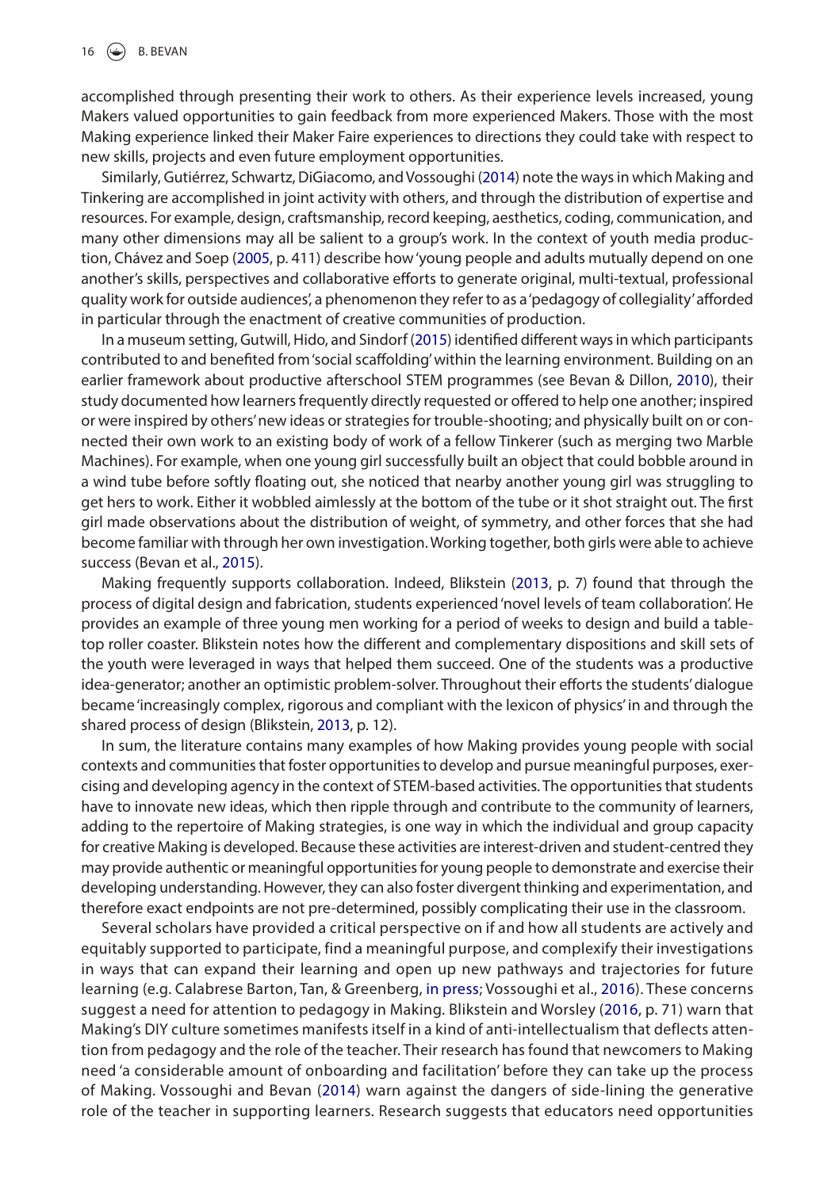accomplished through presenting their work to others. As their experience levels increased, young Makers valued opportunities to gain feedback from more experienced Makers. Those with the most Making experience linked their Maker Faire experiences to directions they could take with respect to new skills, projects and even future employment opportunities.

Similarly, Gutiérrez, Schwartz, DiGiacomo, and Vossoughi (2014) note the ways in which Making and Tinkering are accomplished in joint activity with others, and through the distribution of expertise and resources. For example, design, craftsmanship, record keeping, aesthetics, coding, communication, and many other dimensions may all be salient to a group's work. In the context of youth media production, Chávez and Soep (2005, p. 411) describe how 'young people and adults mutually depend on one another's skills, perspectives and collaborative efforts to generate original, multi-textual, professional quality work for outside audiences', a phenomenon they refer to as a 'pedagogy of collegiality' afforded in particular through the enactment of creative communities of production.

In a museum setting, Gutwill, Hido, and Sindorf (2015) identified different ways in which participants contributed to and benefited from 'social scaffolding' within the learning environment. Building on an earlier framework about productive afterschool STEM programmes (see Bevan & Dillon, 2010), their study documented how learners frequently directly requested or offered to help one another; inspired or were inspired by others' new ideas or strategies for trouble-shooting; and physically built on or connected their own work to an existing body of work of a fellow Tinkerer (such as merging two Marble Machines). For example, when one young girl successfully built an object that could bobble around in a wind tube before softly floating out, she noticed that nearby another young girl was struggling to get hers to work. Either it wobbled aimlessly at the bottom of the tube or it shot straight out. The first girl made observations about the distribution of weight, of symmetry, and other forces that she had become familiar with through her own investigation. Working together, both girls were able to achieve success (Bevan et al., 2015).

Making frequently supports collaboration. Indeed, Blikstein (2013, p. 7) found that through the process of digital design and fabrication, students experienced 'novel levels of team collaboration'. He provides an example of three young men working for a period of weeks to design and build a table-top roller coaster. Blikstein notes how the different and complementary dispositions and skill sets of the youth were leveraged in ways that helped them succeed. One of the students was a productive idea-generator; another an optimistic problem-solver. Throughout their efforts the students' dialogue became 'increasingly complex, rigorous and compliant with the lexicon of physics' in and through the shared process of design (Blikstein, 2013, p. 12).

In sum, the literature contains many examples of how Making provides young people with social contexts and communities that foster opportunities to develop and pursue meaningful purposes, exercising and developing agency in the context of STEM-based activities. The opportunities that students have to innovate new ideas, which then ripple through and contribute to the community of learners, adding to the repertoire of Making strategies, is one way in which the individual and group capacity for creative Making is developed. Because these activities are interest-driven and student-centred they may provide authentic or meaningful opportunities for young people to demonstrate and exercise their developing understanding. However, they can also foster divergent thinking and experimentation, and therefore exact endpoints are not pre-determined, possibly complicating their use in the classroom.

Several scholars have provided a critical perspective on if and how all students are actively and equitably supported to participate, find a meaningful purpose, and complexify their investigations in ways that can expand their learning and open up new pathways and trajectories for future learning (e.g. Calabrese Barton, Tan, & Greenberg, in press; Vossoughi et al., 2016). These concerns suggest a need for attention to pedagogy in Making. Blikstein and Worsley (2016, p. 71) warn that Making's DIY culture sometimes manifests itself in a kind of anti-intellectualism that deflects attention from pedagogy and the role of the teacher. Their research has found that newcomers to Making need 'a considerable amount of onboarding and facilitation' before they can take up the process of Making. Vossoughi and Bevan (2014) warn against the dangers of side-lining the generative role of the teacher in supporting learners. Research suggests that educators need opportunities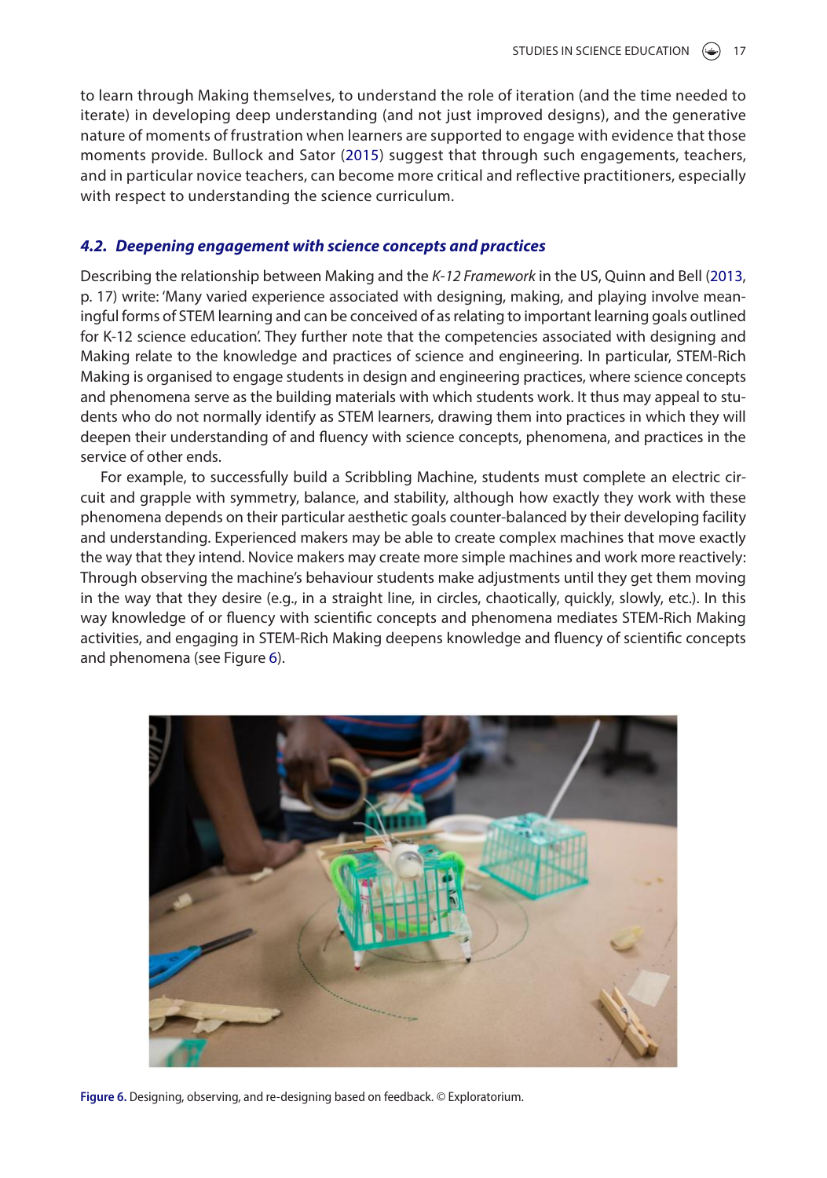to learn through Making themselves, to understand the role of iteration (and the time needed to iterate) in developing deep understanding (and not just improved designs), and the generative nature of moments of frustration when learners are supported to engage with evidence that those moments provide. Bullock and Sator (2015) suggest that through such engagements, teachers, and in particular novice teachers, can become more critical and reflective practitioners, especially with respect to understanding the science curriculum.

### 4.2. Deepening engagement with science concepts and practices

Describing the relationship between Making and the *K-12 Framework* in the US, Quinn and Bell (2013, p. 17) write: 'Many varied experience associated with designing, making, and playing involve meaningful forms of STEM learning and can be conceived of as relating to important learning goals outlined for K-12 science education'. They further note that the competencies associated with designing and Making relate to the knowledge and practices of science and engineering. In particular, STEM-Rich Making is organised to engage students in design and engineering practices, where science concepts and phenomena serve as the building materials with which students work. It thus may appeal to students who do not normally identify as STEM learners, drawing them into practices in which they will deepen their understanding of and fluency with science concepts, phenomena, and practices in the service of other ends.

For example, to successfully build a Scribbling Machine, students must complete an electric circuit and grapple with symmetry, balance, and stability, although how exactly they work with these phenomena depends on their particular aesthetic goals counter-balanced by their developing facility and understanding. Experienced makers may be able to create complex machines that move exactly the way that they intend. Novice makers may create more simple machines and work more reactively: Through observing the machine's behaviour students make adjustments until they get them moving in the way that they desire (e.g., in a straight line, in circles, chaotically, quickly, slowly, etc.). In this way knowledge of or fluency with scientific concepts and phenomena mediates STEM-Rich Making activities, and engaging in STEM-Rich Making deepens knowledge and fluency of scientific concepts and phenomena (see Figure 6).

**Figure 6.** Designing, observing, and re-designing based on feedback. © Exploratorium.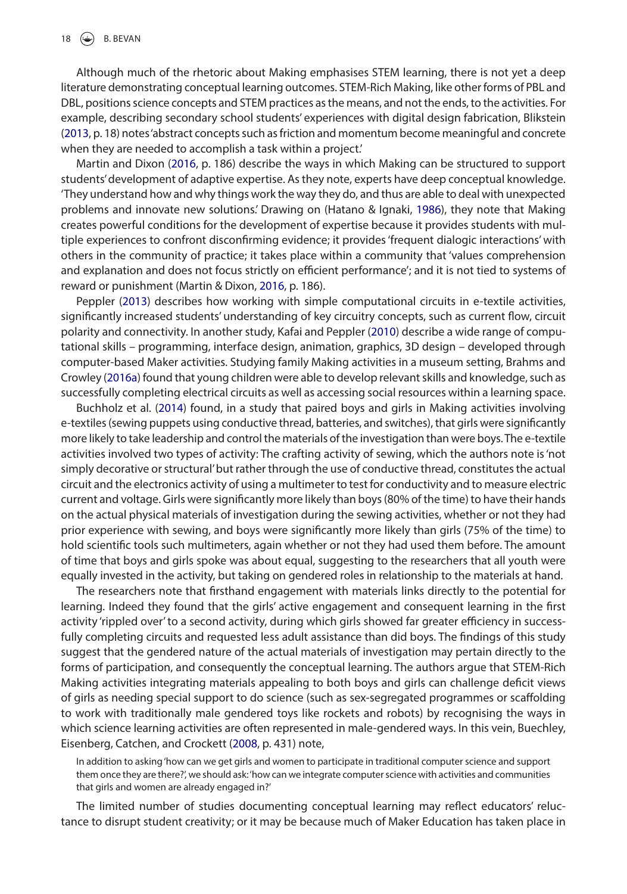Although much of the rhetoric about Making emphasises STEM learning, there is not yet a deep literature demonstrating conceptual learning outcomes. STEM-Rich Making, like other forms of PBL and DBL, positions science concepts and STEM practices as the means, and not the ends, to the activities. For example, describing secondary school students' experiences with digital design fabrication, Blikstein (2013, p. 18) notes 'abstract concepts such as friction and momentum become meaningful and concrete when they are needed to accomplish a task within a project.'

Martin and Dixon (2016, p. 186) describe the ways in which Making can be structured to support students' development of adaptive expertise. As they note, experts have deep conceptual knowledge. 'They understand how and why things work the way they do, and thus are able to deal with unexpected problems and innovate new solutions.' Drawing on (Hatano & Ignaki, 1986), they note that Making creates powerful conditions for the development of expertise because it provides students with multiple experiences to confront disconfirming evidence; it provides 'frequent dialogic interactions' with others in the community of practice; it takes place within a community that 'values comprehension and explanation and does not focus strictly on efficient performance'; and it is not tied to systems of reward or punishment (Martin & Dixon, 2016, p. 186).

Peppler (2013) describes how working with simple computational circuits in e-textile activities, significantly increased students' understanding of key circuitry concepts, such as current flow, circuit polarity and connectivity. In another study, Kafai and Peppler (2010) describe a wide range of computational skills – programming, interface design, animation, graphics, 3D design – developed through computer-based Maker activities. Studying family Making activities in a museum setting, Brahms and Crowley (2016a) found that young children were able to develop relevant skills and knowledge, such as successfully completing electrical circuits as well as accessing social resources within a learning space.

Buchholz et al. (2014) found, in a study that paired boys and girls in Making activities involving e-textiles (sewing puppets using conductive thread, batteries, and switches), that girls were significantly more likely to take leadership and control the materials of the investigation than were boys. The e-textile activities involved two types of activity: The crafting activity of sewing, which the authors note is 'not simply decorative or structural' but rather through the use of conductive thread, constitutes the actual circuit and the electronics activity of using a multimeter to test for conductivity and to measure electric current and voltage. Girls were significantly more likely than boys (80% of the time) to have their hands on the actual physical materials of investigation during the sewing activities, whether or not they had prior experience with sewing, and boys were significantly more likely than girls (75% of the time) to hold scientific tools such multimeters, again whether or not they had used them before. The amount of time that boys and girls spoke was about equal, suggesting to the researchers that all youth were equally invested in the activity, but taking on gendered roles in relationship to the materials at hand.

The researchers note that firsthand engagement with materials links directly to the potential for learning. Indeed they found that the girls' active engagement and consequent learning in the first activity 'rippled over' to a second activity, during which girls showed far greater efficiency in successfully completing circuits and requested less adult assistance than did boys. The findings of this study suggest that the gendered nature of the actual materials of investigation may pertain directly to the forms of participation, and consequently the conceptual learning. The authors argue that STEM-Rich Making activities integrating materials appealing to both boys and girls can challenge deficit views of girls as needing special support to do science (such as sex-segregated programmes or scaffolding to work with traditionally male gendered toys like rockets and robots) by recognising the ways in which science learning activities are often represented in male-gendered ways. In this vein, Buechley, Eisenberg, Catchen, and Crockett (2008, p. 431) note,

> In addition to asking 'how can we get girls and women to participate in traditional computer science and support them once they are there?', we should ask: 'how can we integrate computer science with activities and communities that girls and women are already engaged in?'

The limited number of studies documenting conceptual learning may reflect educators' reluctance to disrupt student creativity; or it may be because much of Maker Education has taken place in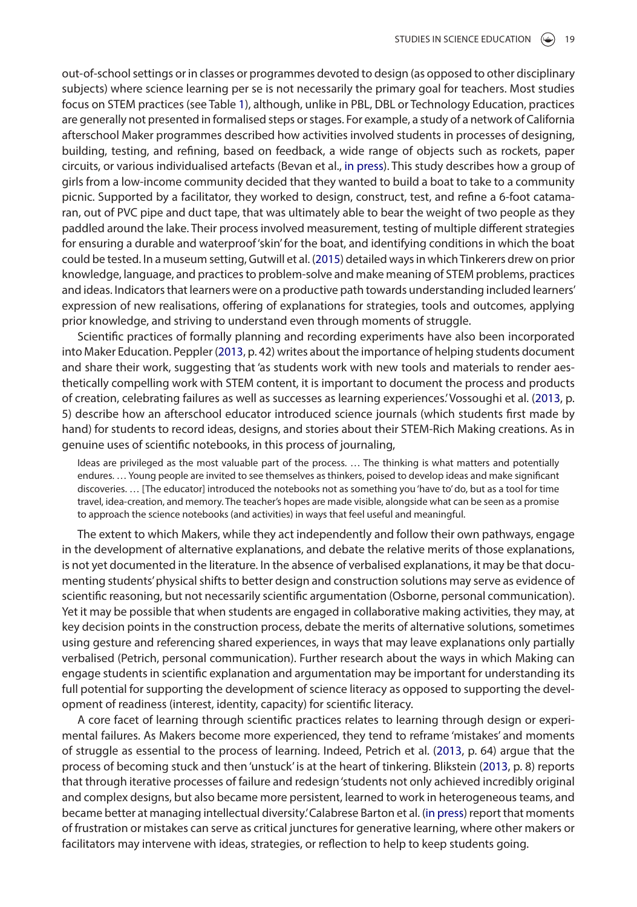out-of-school settings or in classes or programmes devoted to design (as opposed to other disciplinary subjects) where science learning per se is not necessarily the primary goal for teachers. Most studies focus on STEM practices (see Table 1), although, unlike in PBL, DBL or Technology Education, practices are generally not presented in formalised steps or stages. For example, a study of a network of California afterschool Maker programmes described how activities involved students in processes of designing, building, testing, and refining, based on feedback, a wide range of objects such as rockets, paper circuits, or various individualised artefacts (Bevan et al., in press). This study describes how a group of girls from a low-income community decided that they wanted to build a boat to take to a community picnic. Supported by a facilitator, they worked to design, construct, test, and refine a 6-foot catamaran, out of PVC pipe and duct tape, that was ultimately able to bear the weight of two people as they paddled around the lake. Their process involved measurement, testing of multiple different strategies for ensuring a durable and waterproof 'skin' for the boat, and identifying conditions in which the boat could be tested. In a museum setting, Gutwill et al. (2015) detailed ways in which Tinkerers drew on prior knowledge, language, and practices to problem-solve and make meaning of STEM problems, practices and ideas. Indicators that learners were on a productive path towards understanding included learners' expression of new realisations, offering of explanations for strategies, tools and outcomes, applying prior knowledge, and striving to understand even through moments of struggle.

Scientific practices of formally planning and recording experiments have also been incorporated into Maker Education. Peppler (2013, p. 42) writes about the importance of helping students document and share their work, suggesting that 'as students work with new tools and materials to render aesthetically compelling work with STEM content, it is important to document the process and products of creation, celebrating failures as well as successes as learning experiences.' Vossoughi et al. (2013, p. 5) describe how an afterschool educator introduced science journals (which students first made by hand) for students to record ideas, designs, and stories about their STEM-Rich Making creations. As in genuine uses of scientific notebooks, in this process of journaling,

> Ideas are privileged as the most valuable part of the process. … The thinking is what matters and potentially endures. … Young people are invited to see themselves as thinkers, poised to develop ideas and make significant discoveries. … [The educator] introduced the notebooks not as something you 'have to' do, but as a tool for time travel, idea-creation, and memory. The teacher's hopes are made visible, alongside what can be seen as a promise to approach the science notebooks (and activities) in ways that feel useful and meaningful.

The extent to which Makers, while they act independently and follow their own pathways, engage in the development of alternative explanations, and debate the relative merits of those explanations, is not yet documented in the literature. In the absence of verbalised explanations, it may be that documenting students' physical shifts to better design and construction solutions may serve as evidence of scientific reasoning, but not necessarily scientific argumentation (Osborne, personal communication). Yet it may be possible that when students are engaged in collaborative making activities, they may, at key decision points in the construction process, debate the merits of alternative solutions, sometimes using gesture and referencing shared experiences, in ways that may leave explanations only partially verbalised (Petrich, personal communication). Further research about the ways in which Making can engage students in scientific explanation and argumentation may be important for understanding its full potential for supporting the development of science literacy as opposed to supporting the development of readiness (interest, identity, capacity) for scientific literacy.

A core facet of learning through scientific practices relates to learning through design or experimental failures. As Makers become more experienced, they tend to reframe 'mistakes' and moments of struggle as essential to the process of learning. Indeed, Petrich et al. (2013, p. 64) argue that the process of becoming stuck and then 'unstuck' is at the heart of tinkering. Blikstein (2013, p. 8) reports that through iterative processes of failure and redesign 'students not only achieved incredibly original and complex designs, but also became more persistent, learned to work in heterogeneous teams, and became better at managing intellectual diversity.' Calabrese Barton et al. (in press) report that moments of frustration or mistakes can serve as critical junctures for generative learning, where other makers or facilitators may intervene with ideas, strategies, or reflection to help to keep students going.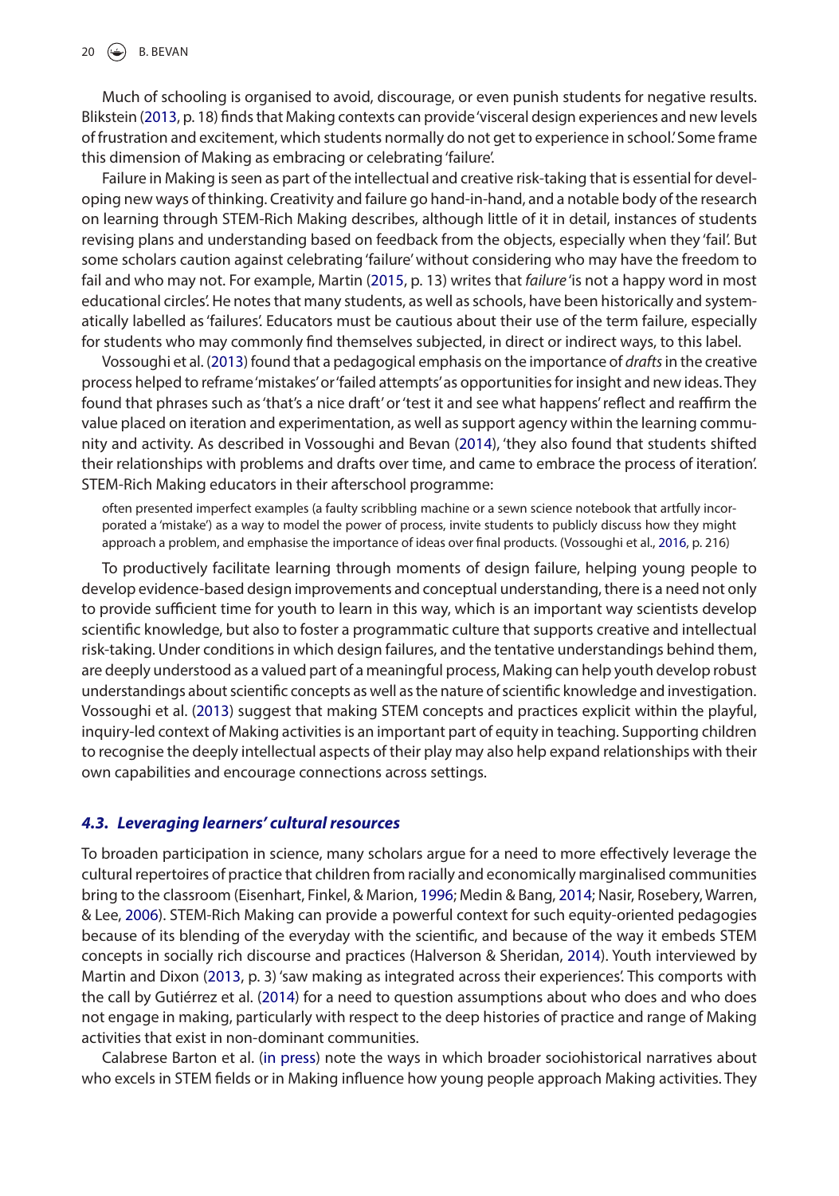Much of schooling is organised to avoid, discourage, or even punish students for negative results. Blikstein (2013, p. 18) finds that Making contexts can provide 'visceral design experiences and new levels of frustration and excitement, which students normally do not get to experience in school.' Some frame this dimension of Making as embracing or celebrating 'failure'.

Failure in Making is seen as part of the intellectual and creative risk-taking that is essential for developing new ways of thinking. Creativity and failure go hand-in-hand, and a notable body of the research on learning through STEM-Rich Making describes, although little of it in detail, instances of students revising plans and understanding based on feedback from the objects, especially when they 'fail'. But some scholars caution against celebrating 'failure' without considering who may have the freedom to fail and who may not. For example, Martin (2015, p. 13) writes that *failure* 'is not a happy word in most educational circles'. He notes that many students, as well as schools, have been historically and systematically labelled as 'failures'. Educators must be cautious about their use of the term failure, especially for students who may commonly find themselves subjected, in direct or indirect ways, to this label.

Vossoughi et al. (2013) found that a pedagogical emphasis on the importance of *drafts* in the creative process helped to reframe 'mistakes' or 'failed attempts' as opportunities for insight and new ideas. They found that phrases such as 'that's a nice draft' or 'test it and see what happens' reflect and reaffirm the value placed on iteration and experimentation, as well as support agency within the learning community and activity. As described in Vossoughi and Bevan (2014), 'they also found that students shifted their relationships with problems and drafts over time, and came to embrace the process of iteration'. STEM-Rich Making educators in their afterschool programme:

> often presented imperfect examples (a faulty scribbling machine or a sewn science notebook that artfully incorporated a 'mistake') as a way to model the power of process, invite students to publicly discuss how they might approach a problem, and emphasise the importance of ideas over final products. (Vossoughi et al., 2016, p. 216)

To productively facilitate learning through moments of design failure, helping young people to develop evidence-based design improvements and conceptual understanding, there is a need not only to provide sufficient time for youth to learn in this way, which is an important way scientists develop scientific knowledge, but also to foster a programmatic culture that supports creative and intellectual risk-taking. Under conditions in which design failures, and the tentative understandings behind them, are deeply understood as a valued part of a meaningful process, Making can help youth develop robust understandings about scientific concepts as well as the nature of scientific knowledge and investigation. Vossoughi et al. (2013) suggest that making STEM concepts and practices explicit within the playful, inquiry-led context of Making activities is an important part of equity in teaching. Supporting children to recognise the deeply intellectual aspects of their play may also help expand relationships with their own capabilities and encourage connections across settings.

### *4.3. Leveraging learners' cultural resources*

To broaden participation in science, many scholars argue for a need to more effectively leverage the cultural repertoires of practice that children from racially and economically marginalised communities bring to the classroom (Eisenhart, Finkel, & Marion, 1996; Medin & Bang, 2014; Nasir, Rosebery, Warren, & Lee, 2006). STEM-Rich Making can provide a powerful context for such equity-oriented pedagogies because of its blending of the everyday with the scientific, and because of the way it embeds STEM concepts in socially rich discourse and practices (Halverson & Sheridan, 2014). Youth interviewed by Martin and Dixon (2013, p. 3) 'saw making as integrated across their experiences'. This comports with the call by Gutiérrez et al. (2014) for a need to question assumptions about who does and who does not engage in making, particularly with respect to the deep histories of practice and range of Making activities that exist in non-dominant communities.

Calabrese Barton et al. (in press) note the ways in which broader sociohistorical narratives about who excels in STEM fields or in Making influence how young people approach Making activities. They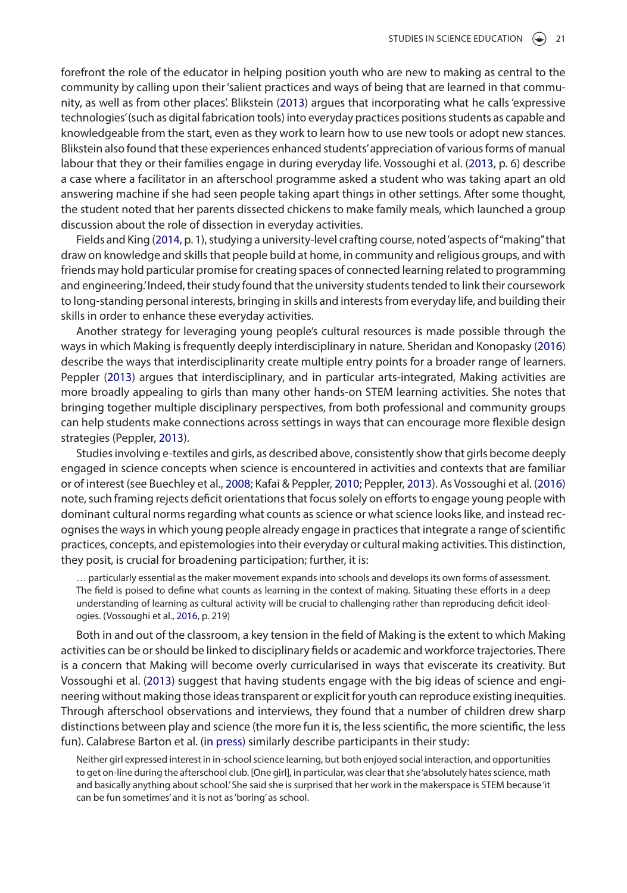forefront the role of the educator in helping position youth who are new to making as central to the community by calling upon their 'salient practices and ways of being that are learned in that community, as well as from other places'. Blikstein (2013) argues that incorporating what he calls 'expressive technologies' (such as digital fabrication tools) into everyday practices positions students as capable and knowledgeable from the start, even as they work to learn how to use new tools or adopt new stances. Blikstein also found that these experiences enhanced students' appreciation of various forms of manual labour that they or their families engage in during everyday life. Vossoughi et al. (2013, p. 6) describe a case where a facilitator in an afterschool programme asked a student who was taking apart an old answering machine if she had seen people taking apart things in other settings. After some thought, the student noted that her parents dissected chickens to make family meals, which launched a group discussion about the role of dissection in everyday activities.

Fields and King (2014, p. 1), studying a university-level crafting course, noted 'aspects of "making" that draw on knowledge and skills that people build at home, in community and religious groups, and with friends may hold particular promise for creating spaces of connected learning related to programming and engineering.' Indeed, their study found that the university students tended to link their coursework to long-standing personal interests, bringing in skills and interests from everyday life, and building their skills in order to enhance these everyday activities.

Another strategy for leveraging young people's cultural resources is made possible through the ways in which Making is frequently deeply interdisciplinary in nature. Sheridan and Konopasky (2016) describe the ways that interdisciplinarity create multiple entry points for a broader range of learners. Peppler (2013) argues that interdisciplinary, and in particular arts-integrated, Making activities are more broadly appealing to girls than many other hands-on STEM learning activities. She notes that bringing together multiple disciplinary perspectives, from both professional and community groups can help students make connections across settings in ways that can encourage more flexible design strategies (Peppler, 2013).

Studies involving e-textiles and girls, as described above, consistently show that girls become deeply engaged in science concepts when science is encountered in activities and contexts that are familiar or of interest (see Buechley et al., 2008; Kafai & Peppler, 2010; Peppler, 2013). As Vossoughi et al. (2016) note, such framing rejects deficit orientations that focus solely on efforts to engage young people with dominant cultural norms regarding what counts as science or what science looks like, and instead recognises the ways in which young people already engage in practices that integrate a range of scientific practices, concepts, and epistemologies into their everyday or cultural making activities. This distinction, they posit, is crucial for broadening participation; further, it is:

> … particularly essential as the maker movement expands into schools and develops its own forms of assessment. The field is poised to define what counts as learning in the context of making. Situating these efforts in a deep understanding of learning as cultural activity will be crucial to challenging rather than reproducing deficit ideologies. (Vossoughi et al., 2016, p. 219)

Both in and out of the classroom, a key tension in the field of Making is the extent to which Making activities can be or should be linked to disciplinary fields or academic and workforce trajectories. There is a concern that Making will become overly curricularised in ways that eviscerate its creativity. But Vossoughi et al. (2013) suggest that having students engage with the big ideas of science and engineering without making those ideas transparent or explicit for youth can reproduce existing inequities. Through afterschool observations and interviews, they found that a number of children drew sharp distinctions between play and science (the more fun it is, the less scientific, the more scientific, the less fun). Calabrese Barton et al. (in press) similarly describe participants in their study:

> Neither girl expressed interest in in-school science learning, but both enjoyed social interaction, and opportunities to get on-line during the afterschool club. [One girl], in particular, was clear that she 'absolutely hates science, math and basically anything about school.' She said she is surprised that her work in the makerspace is STEM because 'it can be fun sometimes' and it is not as 'boring' as school.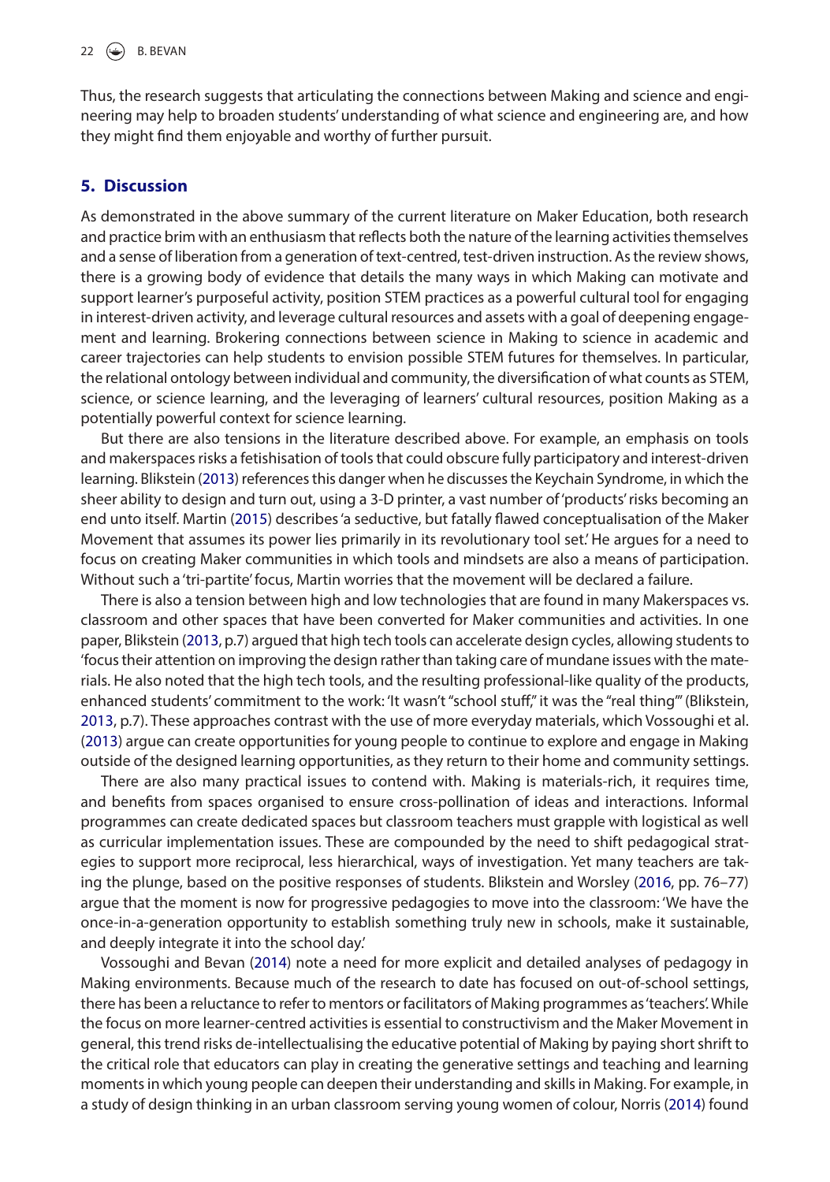Thus, the research suggests that articulating the connections between Making and science and engineering may help to broaden students' understanding of what science and engineering are, and how they might find them enjoyable and worthy of further pursuit.

## 5. Discussion

As demonstrated in the above summary of the current literature on Maker Education, both research and practice brim with an enthusiasm that reflects both the nature of the learning activities themselves and a sense of liberation from a generation of text-centred, test-driven instruction. As the review shows, there is a growing body of evidence that details the many ways in which Making can motivate and support learner's purposeful activity, position STEM practices as a powerful cultural tool for engaging in interest-driven activity, and leverage cultural resources and assets with a goal of deepening engagement and learning. Brokering connections between science in Making to science in academic and career trajectories can help students to envision possible STEM futures for themselves. In particular, the relational ontology between individual and community, the diversification of what counts as STEM, science, or science learning, and the leveraging of learners' cultural resources, position Making as a potentially powerful context for science learning.

But there are also tensions in the literature described above. For example, an emphasis on tools and makerspaces risks a fetishisation of tools that could obscure fully participatory and interest-driven learning. Blikstein (2013) references this danger when he discusses the Keychain Syndrome, in which the sheer ability to design and turn out, using a 3-D printer, a vast number of 'products' risks becoming an end unto itself. Martin (2015) describes 'a seductive, but fatally flawed conceptualisation of the Maker Movement that assumes its power lies primarily in its revolutionary tool set.' He argues for a need to focus on creating Maker communities in which tools and mindsets are also a means of participation. Without such a 'tri-partite' focus, Martin worries that the movement will be declared a failure.

There is also a tension between high and low technologies that are found in many Makerspaces vs. classroom and other spaces that have been converted for Maker communities and activities. In one paper, Blikstein (2013, p.7) argued that high tech tools can accelerate design cycles, allowing students to 'focus their attention on improving the design rather than taking care of mundane issues with the materials. He also noted that the high tech tools, and the resulting professional-like quality of the products, enhanced students' commitment to the work: 'It wasn't "school stuff," it was the "real thing"' (Blikstein, 2013, p.7). These approaches contrast with the use of more everyday materials, which Vossoughi et al. (2013) argue can create opportunities for young people to continue to explore and engage in Making outside of the designed learning opportunities, as they return to their home and community settings.

There are also many practical issues to contend with. Making is materials-rich, it requires time, and benefits from spaces organised to ensure cross-pollination of ideas and interactions. Informal programmes can create dedicated spaces but classroom teachers must grapple with logistical as well as curricular implementation issues. These are compounded by the need to shift pedagogical strategies to support more reciprocal, less hierarchical, ways of investigation. Yet many teachers are taking the plunge, based on the positive responses of students. Blikstein and Worsley (2016, pp. 76–77) argue that the moment is now for progressive pedagogies to move into the classroom: 'We have the once-in-a-generation opportunity to establish something truly new in schools, make it sustainable, and deeply integrate it into the school day.'

Vossoughi and Bevan (2014) note a need for more explicit and detailed analyses of pedagogy in Making environments. Because much of the research to date has focused on out-of-school settings, there has been a reluctance to refer to mentors or facilitators of Making programmes as 'teachers'. While the focus on more learner-centred activities is essential to constructivism and the Maker Movement in general, this trend risks de-intellectualising the educative potential of Making by paying short shrift to the critical role that educators can play in creating the generative settings and teaching and learning moments in which young people can deepen their understanding and skills in Making. For example, in a study of design thinking in an urban classroom serving young women of colour, Norris (2014) found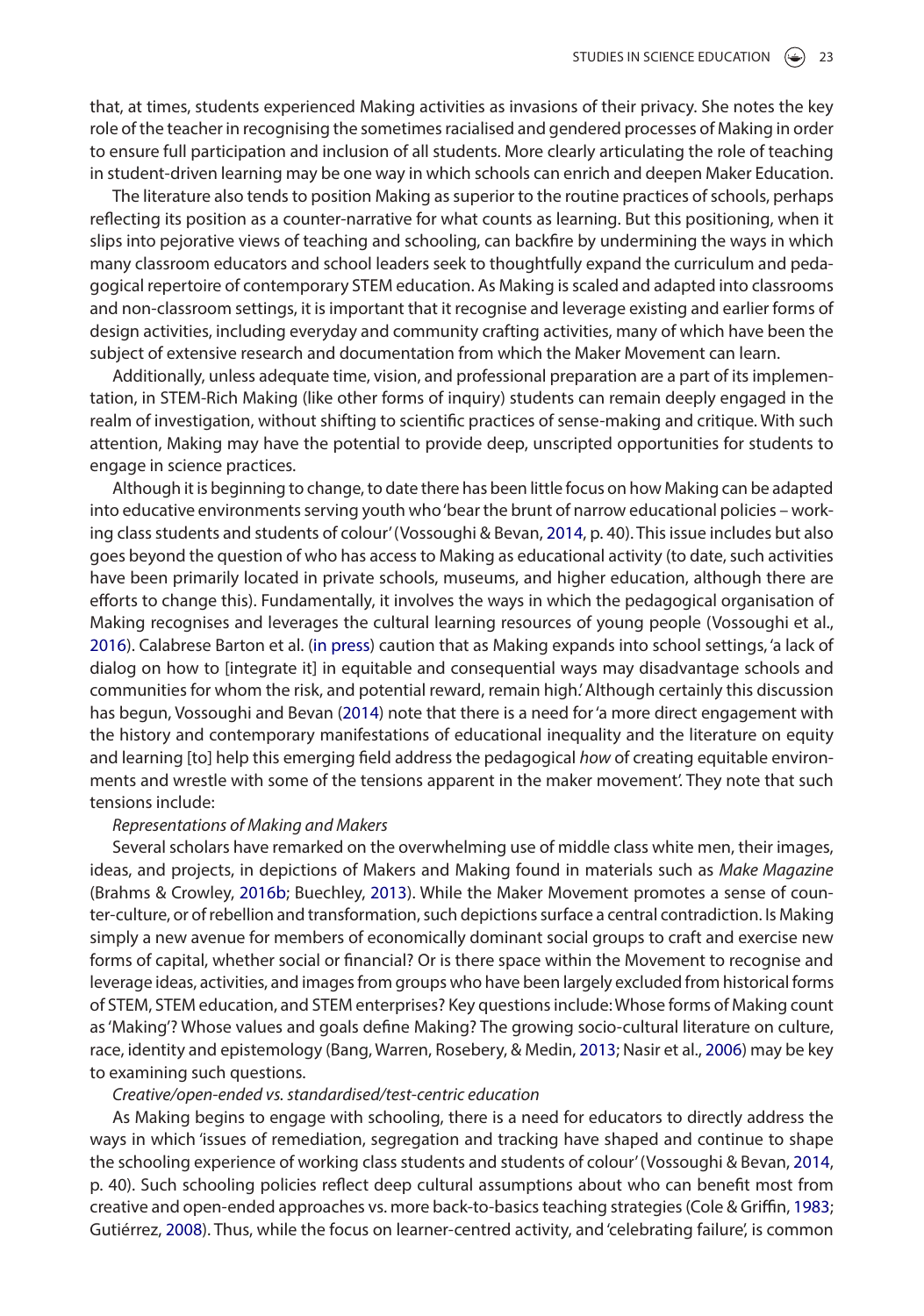that, at times, students experienced Making activities as invasions of their privacy. She notes the key role of the teacher in recognising the sometimes racialised and gendered processes of Making in order to ensure full participation and inclusion of all students. More clearly articulating the role of teaching in student-driven learning may be one way in which schools can enrich and deepen Maker Education.

The literature also tends to position Making as superior to the routine practices of schools, perhaps reflecting its position as a counter-narrative for what counts as learning. But this positioning, when it slips into pejorative views of teaching and schooling, can backfire by undermining the ways in which many classroom educators and school leaders seek to thoughtfully expand the curriculum and pedagogical repertoire of contemporary STEM education. As Making is scaled and adapted into classrooms and non-classroom settings, it is important that it recognise and leverage existing and earlier forms of design activities, including everyday and community crafting activities, many of which have been the subject of extensive research and documentation from which the Maker Movement can learn.

Additionally, unless adequate time, vision, and professional preparation are a part of its implementation, in STEM-Rich Making (like other forms of inquiry) students can remain deeply engaged in the realm of investigation, without shifting to scientific practices of sense-making and critique. With such attention, Making may have the potential to provide deep, unscripted opportunities for students to engage in science practices.

Although it is beginning to change, to date there has been little focus on how Making can be adapted into educative environments serving youth who 'bear the brunt of narrow educational policies – working class students and students of colour' (Vossoughi & Bevan, 2014, p. 40). This issue includes but also goes beyond the question of who has access to Making as educational activity (to date, such activities have been primarily located in private schools, museums, and higher education, although there are efforts to change this). Fundamentally, it involves the ways in which the pedagogical organisation of Making recognises and leverages the cultural learning resources of young people (Vossoughi et al., 2016). Calabrese Barton et al. (in press) caution that as Making expands into school settings, 'a lack of dialog on how to [integrate it] in equitable and consequential ways may disadvantage schools and communities for whom the risk, and potential reward, remain high.' Although certainly this discussion has begun, Vossoughi and Bevan (2014) note that there is a need for 'a more direct engagement with the history and contemporary manifestations of educational inequality and the literature on equity and learning [to] help this emerging field address the pedagogical *how* of creating equitable environments and wrestle with some of the tensions apparent in the maker movement'. They note that such tensions include:

*Representations of Making and Makers*

Several scholars have remarked on the overwhelming use of middle class white men, their images, ideas, and projects, in depictions of Makers and Making found in materials such as *Make Magazine* (Brahms & Crowley, 2016b; Buechley, 2013). While the Maker Movement promotes a sense of counter-culture, or of rebellion and transformation, such depictions surface a central contradiction. Is Making simply a new avenue for members of economically dominant social groups to craft and exercise new forms of capital, whether social or financial? Or is there space within the Movement to recognise and leverage ideas, activities, and images from groups who have been largely excluded from historical forms of STEM, STEM education, and STEM enterprises? Key questions include: Whose forms of Making count as 'Making'? Whose values and goals define Making? The growing socio-cultural literature on culture, race, identity and epistemology (Bang, Warren, Rosebery, & Medin, 2013; Nasir et al., 2006) may be key to examining such questions.

*Creative/open-ended vs. standardised/test-centric education*

As Making begins to engage with schooling, there is a need for educators to directly address the ways in which 'issues of remediation, segregation and tracking have shaped and continue to shape the schooling experience of working class students and students of colour' (Vossoughi & Bevan, 2014, p. 40). Such schooling policies reflect deep cultural assumptions about who can benefit most from creative and open-ended approaches vs. more back-to-basics teaching strategies (Cole & Griffin, 1983; Gutiérrez, 2008). Thus, while the focus on learner-centred activity, and 'celebrating failure', is common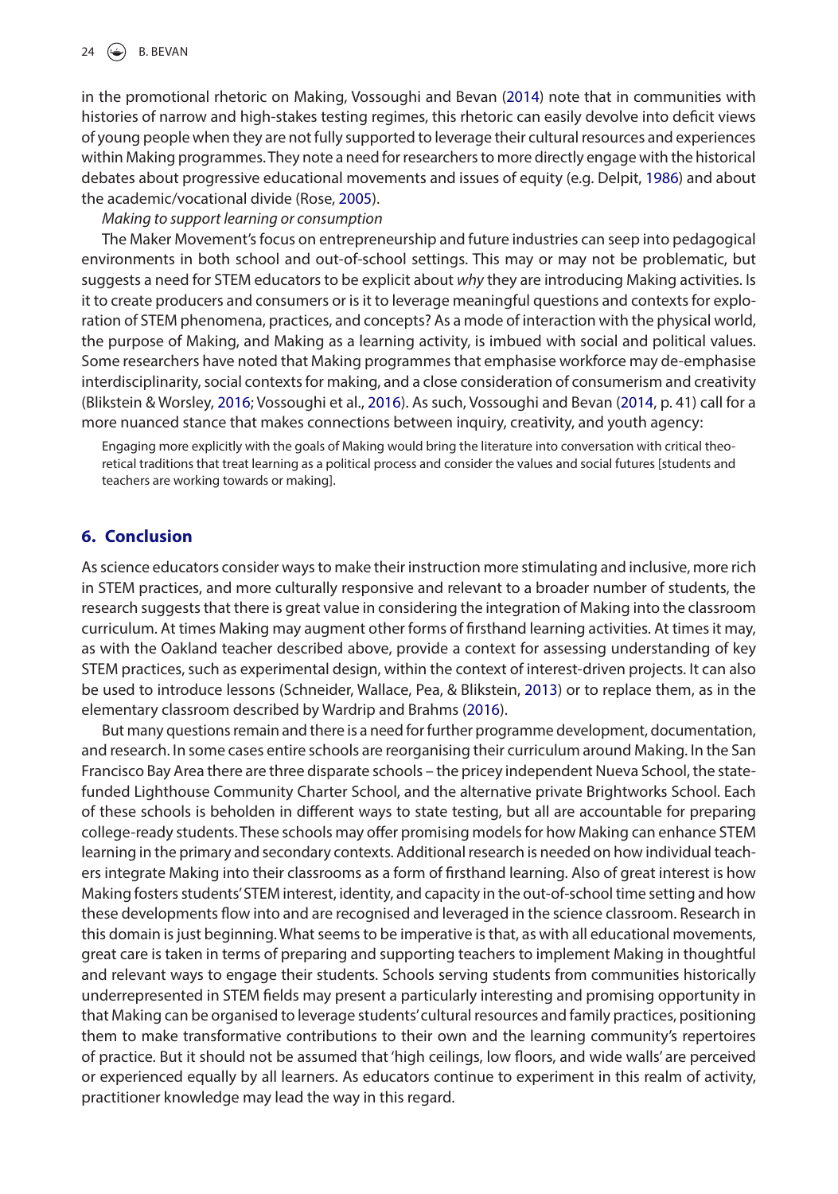in the promotional rhetoric on Making, Vossoughi and Bevan (2014) note that in communities with histories of narrow and high-stakes testing regimes, this rhetoric can easily devolve into deficit views of young people when they are not fully supported to leverage their cultural resources and experiences within Making programmes. They note a need for researchers to more directly engage with the historical debates about progressive educational movements and issues of equity (e.g. Delpit, 1986) and about the academic/vocational divide (Rose, 2005).

*Making to support learning or consumption*

The Maker Movement's focus on entrepreneurship and future industries can seep into pedagogical environments in both school and out-of-school settings. This may or may not be problematic, but suggests a need for STEM educators to be explicit about *why* they are introducing Making activities. Is it to create producers and consumers or is it to leverage meaningful questions and contexts for exploration of STEM phenomena, practices, and concepts? As a mode of interaction with the physical world, the purpose of Making, and Making as a learning activity, is imbued with social and political values. Some researchers have noted that Making programmes that emphasise workforce may de-emphasise interdisciplinarity, social contexts for making, and a close consideration of consumerism and creativity (Blikstein & Worsley, 2016; Vossoughi et al., 2016). As such, Vossoughi and Bevan (2014, p. 41) call for a more nuanced stance that makes connections between inquiry, creativity, and youth agency:

> Engaging more explicitly with the goals of Making would bring the literature into conversation with critical theoretical traditions that treat learning as a political process and consider the values and social futures [students and teachers are working towards or making].

## 6. Conclusion

As science educators consider ways to make their instruction more stimulating and inclusive, more rich in STEM practices, and more culturally responsive and relevant to a broader number of students, the research suggests that there is great value in considering the integration of Making into the classroom curriculum. At times Making may augment other forms of firsthand learning activities. At times it may, as with the Oakland teacher described above, provide a context for assessing understanding of key STEM practices, such as experimental design, within the context of interest-driven projects. It can also be used to introduce lessons (Schneider, Wallace, Pea, & Blikstein, 2013) or to replace them, as in the elementary classroom described by Wardrip and Brahms (2016).

But many questions remain and there is a need for further programme development, documentation, and research. In some cases entire schools are reorganising their curriculum around Making. In the San Francisco Bay Area there are three disparate schools – the pricey independent Nueva School, the state-funded Lighthouse Community Charter School, and the alternative private Brightworks School. Each of these schools is beholden in different ways to state testing, but all are accountable for preparing college-ready students. These schools may offer promising models for how Making can enhance STEM learning in the primary and secondary contexts. Additional research is needed on how individual teachers integrate Making into their classrooms as a form of firsthand learning. Also of great interest is how Making fosters students' STEM interest, identity, and capacity in the out-of-school time setting and how these developments flow into and are recognised and leveraged in the science classroom. Research in this domain is just beginning. What seems to be imperative is that, as with all educational movements, great care is taken in terms of preparing and supporting teachers to implement Making in thoughtful and relevant ways to engage their students. Schools serving students from communities historically underrepresented in STEM fields may present a particularly interesting and promising opportunity in that Making can be organised to leverage students' cultural resources and family practices, positioning them to make transformative contributions to their own and the learning community's repertoires of practice. But it should not be assumed that 'high ceilings, low floors, and wide walls' are perceived or experienced equally by all learners. As educators continue to experiment in this realm of activity, practitioner knowledge may lead the way in this regard.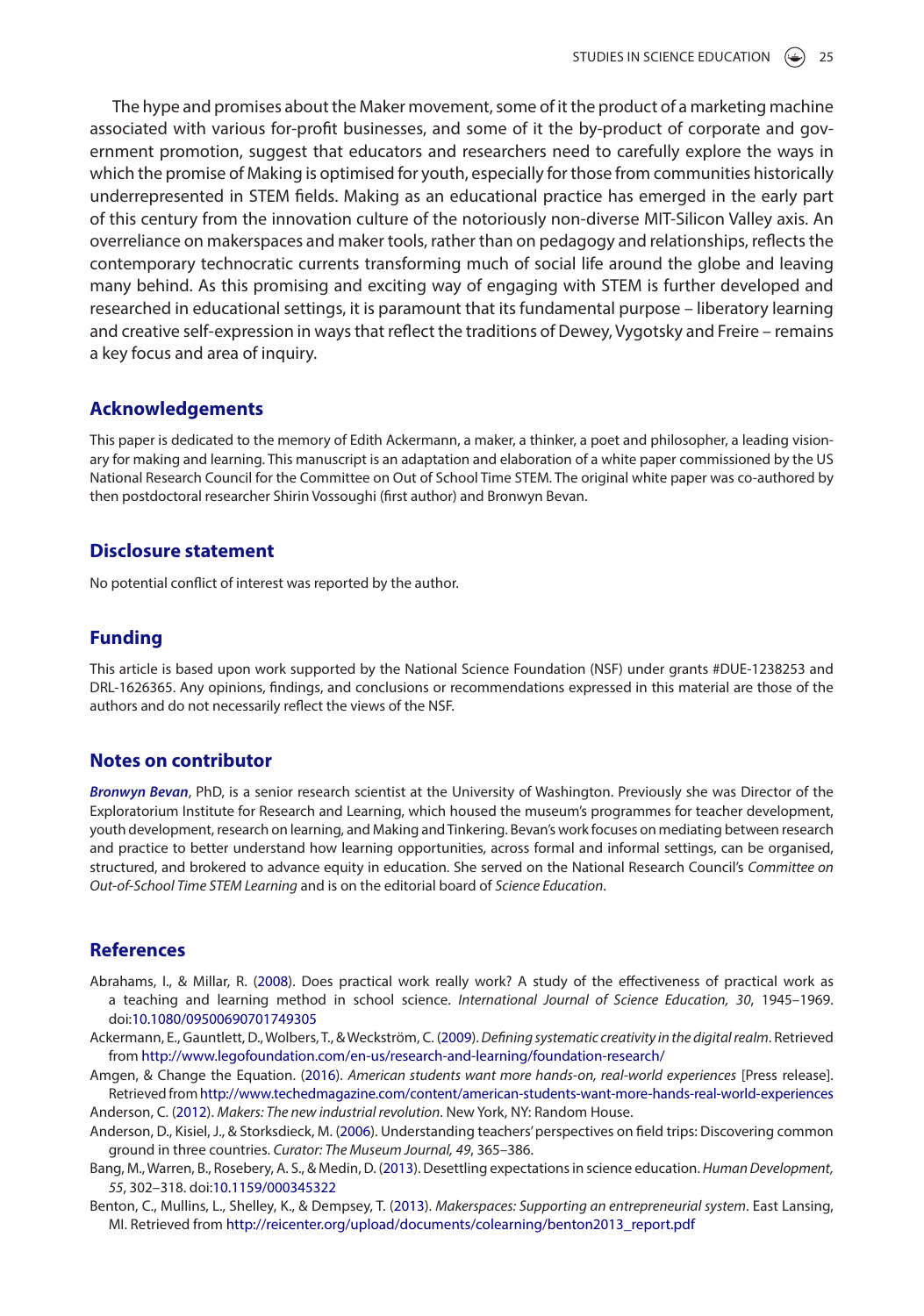The hype and promises about the Maker movement, some of it the product of a marketing machine associated with various for-profit businesses, and some of it the by-product of corporate and government promotion, suggest that educators and researchers need to carefully explore the ways in which the promise of Making is optimised for youth, especially for those from communities historically underrepresented in STEM fields. Making as an educational practice has emerged in the early part of this century from the innovation culture of the notoriously non-diverse MIT-Silicon Valley axis. An overreliance on makerspaces and maker tools, rather than on pedagogy and relationships, reflects the contemporary technocratic currents transforming much of social life around the globe and leaving many behind. As this promising and exciting way of engaging with STEM is further developed and researched in educational settings, it is paramount that its fundamental purpose – liberatory learning and creative self-expression in ways that reflect the traditions of Dewey, Vygotsky and Freire – remains a key focus and area of inquiry.

## Acknowledgements

This paper is dedicated to the memory of Edith Ackermann, a maker, a thinker, a poet and philosopher, a leading visionary for making and learning. This manuscript is an adaptation and elaboration of a white paper commissioned by the US National Research Council for the Committee on Out of School Time STEM. The original white paper was co-authored by then postdoctoral researcher Shirin Vossoughi (first author) and Bronwyn Bevan.

## Disclosure statement

No potential conflict of interest was reported by the author.

## Funding

This article is based upon work supported by the National Science Foundation (NSF) under grants #DUE-1238253 and DRL-1626365. Any opinions, findings, and conclusions or recommendations expressed in this material are those of the authors and do not necessarily reflect the views of the NSF.

## Notes on contributor

***Bronwyn Bevan***, PhD, is a senior research scientist at the University of Washington. Previously she was Director of the Exploratorium Institute for Research and Learning, which housed the museum's programmes for teacher development, youth development, research on learning, and Making and Tinkering. Bevan's work focuses on mediating between research and practice to better understand how learning opportunities, across formal and informal settings, can be organised, structured, and brokered to advance equity in education. She served on the National Research Council's *Committee on Out-of-School Time STEM Learning* and is on the editorial board of *Science Education*.

## References

Abrahams, I., & Millar, R. (2008). Does practical work really work? A study of the effectiveness of practical work as a teaching and learning method in school science. *International Journal of Science Education, 30*, 1945–1969. doi:10.1080/09500690701749305

Ackermann, E., Gauntlett, D., Wolbers, T., & Weckström, C. (2009). *Defining systematic creativity in the digital realm*. Retrieved from http://www.legofoundation.com/en-us/research-and-learning/foundation-research/

Amgen, & Change the Equation. (2016). *American students want more hands-on, real-world experiences* [Press release]. Retrieved from http://www.techedmagazine.com/content/american-students-want-more-hands-real-world-experiences

Anderson, C. (2012). *Makers: The new industrial revolution*. New York, NY: Random House.

Anderson, D., Kisiel, J., & Storksdieck, M. (2006). Understanding teachers' perspectives on field trips: Discovering common ground in three countries. *Curator: The Museum Journal, 49*, 365–386.

Bang, M., Warren, B., Rosebery, A. S., & Medin, D. (2013). Desettling expectations in science education. *Human Development, 55*, 302–318. doi:10.1159/000345322

Benton, C., Mullins, L., Shelley, K., & Dempsey, T. (2013). *Makerspaces: Supporting an entrepreneurial system*. East Lansing, MI. Retrieved from http://reicenter.org/upload/documents/colearning/benton2013_report.pdf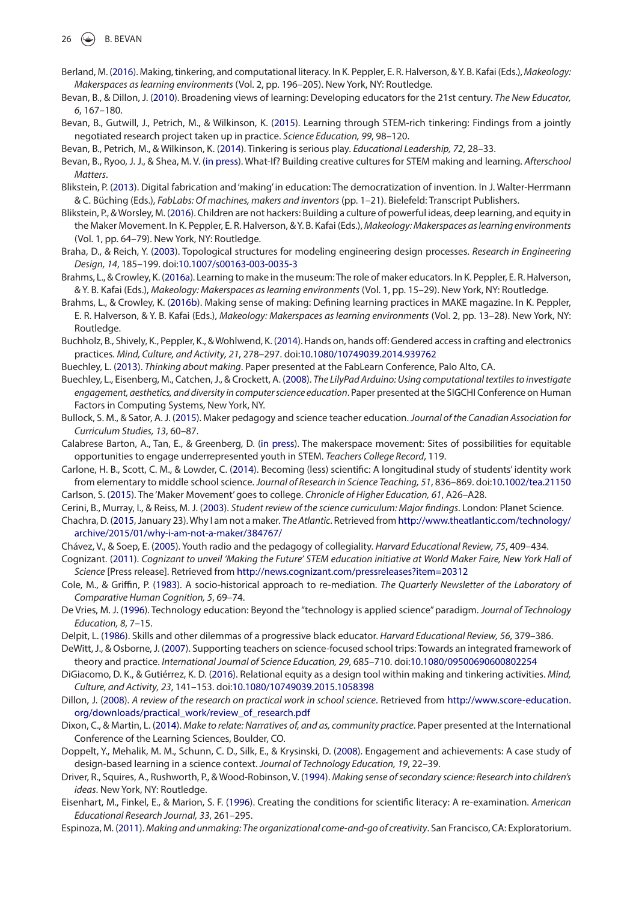Berland, M. (2016). Making, tinkering, and computational literacy. In K. Peppler, E. R. Halverson, & Y. B. Kafai (Eds.), *Makeology: Makerspaces as learning environments* (Vol. 2, pp. 196–205). New York, NY: Routledge.

Bevan, B., & Dillon, J. (2010). Broadening views of learning: Developing educators for the 21st century. *The New Educator, 6*, 167–180.

Bevan, B., Gutwill, J., Petrich, M., & Wilkinson, K. (2015). Learning through STEM-rich tinkering: Findings from a jointly negotiated research project taken up in practice. *Science Education, 99*, 98–120.

Bevan, B., Petrich, M., & Wilkinson, K. (2014). Tinkering is serious play. *Educational Leadership, 72*, 28–33.

Bevan, B., Ryoo, J. J., & Shea, M. V. (in press). What-If? Building creative cultures for STEM making and learning. *Afterschool Matters*.

Blikstein, P. (2013). Digital fabrication and 'making' in education: The democratization of invention. In J. Walter-Herrmann & C. Büching (Eds.), *FabLabs: Of machines, makers and inventors* (pp. 1–21). Bielefeld: Transcript Publishers.

Blikstein, P., & Worsley, M. (2016). Children are not hackers: Building a culture of powerful ideas, deep learning, and equity in the Maker Movement. In K. Peppler, E. R. Halverson, & Y. B. Kafai (Eds.), *Makeology: Makerspaces as learning environments* (Vol. 1, pp. 64–79). New York, NY: Routledge.

Braha, D., & Reich, Y. (2003). Topological structures for modeling engineering design processes. *Research in Engineering Design, 14*, 185–199. doi:10.1007/s00163-003-0035-3

Brahms, L., & Crowley, K. (2016a). Learning to make in the museum: The role of maker educators. In K. Peppler, E. R. Halverson, & Y. B. Kafai (Eds.), *Makeology: Makerspaces as learning environments* (Vol. 1, pp. 15–29). New York, NY: Routledge.

Brahms, L., & Crowley, K. (2016b). Making sense of making: Defining learning practices in MAKE magazine. In K. Peppler, E. R. Halverson, & Y. B. Kafai (Eds.), *Makeology: Makerspaces as learning environments* (Vol. 2, pp. 13–28). New York, NY: Routledge.

Buchholz, B., Shively, K., Peppler, K., & Wohlwend, K. (2014). Hands on, hands off: Gendered access in crafting and electronics practices. *Mind, Culture, and Activity, 21*, 278–297. doi:10.1080/10749039.2014.939762

Buechley, L. (2013). *Thinking about making*. Paper presented at the FabLearn Conference, Palo Alto, CA.

Buechley, L., Eisenberg, M., Catchen, J., & Crockett, A. (2008). *The LilyPad Arduino: Using computational textiles to investigate engagement, aesthetics, and diversity in computer science education*. Paper presented at the SIGCHI Conference on Human Factors in Computing Systems, New York, NY.

Bullock, S. M., & Sator, A. J. (2015). Maker pedagogy and science teacher education. *Journal of the Canadian Association for Curriculum Studies, 13*, 60–87.

Calabrese Barton, A., Tan, E., & Greenberg, D. (in press). The makerspace movement: Sites of possibilities for equitable opportunities to engage underrepresented youth in STEM. *Teachers College Record*, 119.

Carlone, H. B., Scott, C. M., & Lowder, C. (2014). Becoming (less) scientific: A longitudinal study of students' identity work from elementary to middle school science. *Journal of Research in Science Teaching, 51*, 836–869. doi:10.1002/tea.21150

Carlson, S. (2015). The 'Maker Movement' goes to college. *Chronicle of Higher Education, 61*, A26–A28.

Cerini, B., Murray, I., & Reiss, M. J. (2003). *Student review of the science curriculum: Major findings*. London: Planet Science.

Chachra, D. (2015, January 23). Why I am not a maker. *The Atlantic*. Retrieved from http://www.theatlantic.com/technology/archive/2015/01/why-i-am-not-a-maker/384767/

Chávez, V., & Soep, E. (2005). Youth radio and the pedagogy of collegiality. *Harvard Educational Review, 75*, 409–434.

Cognizant. (2011). *Cognizant to unveil 'Making the Future' STEM education initiative at World Maker Faire, New York Hall of Science* [Press release]. Retrieved from http://news.cognizant.com/pressreleases?item=20312

Cole, M., & Griffin, P. (1983). A socio-historical approach to re-mediation. *The Quarterly Newsletter of the Laboratory of Comparative Human Cognition, 5*, 69–74.

De Vries, M. J. (1996). Technology education: Beyond the "technology is applied science" paradigm. *Journal of Technology Education, 8*, 7–15.

Delpit, L. (1986). Skills and other dilemmas of a progressive black educator. *Harvard Educational Review, 56*, 379–386.

DeWitt, J., & Osborne, J. (2007). Supporting teachers on science-focused school trips: Towards an integrated framework of theory and practice. *International Journal of Science Education, 29*, 685–710. doi:10.1080/09500690600802254

DiGiacomo, D. K., & Gutiérrez, K. D. (2016). Relational equity as a design tool within making and tinkering activities. *Mind, Culture, and Activity, 23*, 141–153. doi:10.1080/10749039.2015.1058398

Dillon, J. (2008). *A review of the research on practical work in school science*. Retrieved from http://www.score-education.org/downloads/practical_work/review_of_research.pdf

Dixon, C., & Martin, L. (2014). *Make to relate: Narratives of, and as, community practice*. Paper presented at the International Conference of the Learning Sciences, Boulder, CO.

Doppelt, Y., Mehalik, M. M., Schunn, C. D., Silk, E., & Krysinski, D. (2008). Engagement and achievements: A case study of design-based learning in a science context. *Journal of Technology Education, 19*, 22–39.

Driver, R., Squires, A., Rushworth, P., & Wood-Robinson, V. (1994). *Making sense of secondary science: Research into children's ideas*. New York, NY: Routledge.

Eisenhart, M., Finkel, E., & Marion, S. F. (1996). Creating the conditions for scientific literacy: A re-examination. *American Educational Research Journal, 33*, 261–295.

Espinoza, M. (2011). *Making and unmaking: The organizational come-and-go of creativity*. San Francisco, CA: Exploratorium.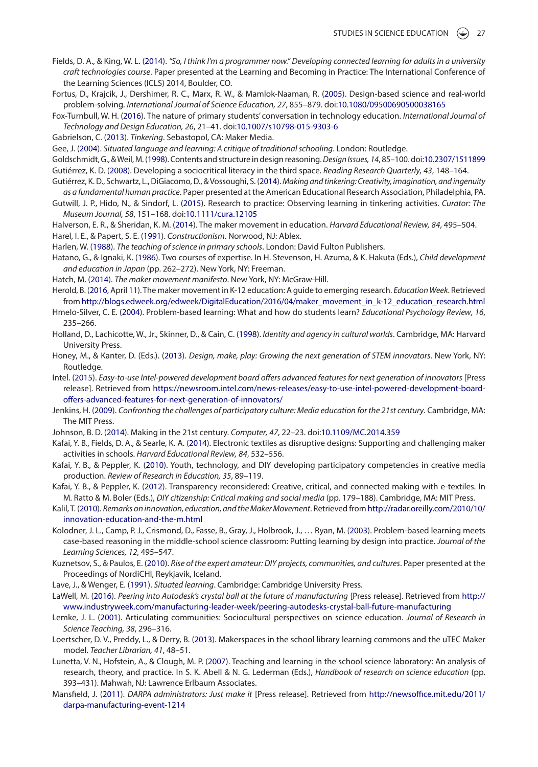Fields, D. A., & King, W. L. (2014). *"So, I think I'm a programmer now." Developing connected learning for adults in a university craft technologies course*. Paper presented at the Learning and Becoming in Practice: The International Conference of the Learning Sciences (ICLS) 2014, Boulder, CO.

Fortus, D., Krajcik, J., Dershimer, R. C., Marx, R. W., & Mamlok-Naaman, R. (2005). Design-based science and real-world problem-solving. *International Journal of Science Education, 27*, 855–879. doi:10.1080/09500690500038165

Fox-Turnbull, W. H. (2016). The nature of primary students' conversation in technology education. *International Journal of Technology and Design Education, 26*, 21–41. doi:10.1007/s10798-015-9303-6

Gabrielson, C. (2013). *Tinkering*. Sebastopol, CA: Maker Media.

Gee, J. (2004). *Situated language and learning: A critique of traditional schooling*. London: Routledge.

Goldschmidt, G., & Weil, M. (1998). Contents and structure in design reasoning. *Design Issues, 14*, 85–100. doi:10.2307/1511899

Gutiérrez, K. D. (2008). Developing a sociocritical literacy in the third space. *Reading Research Quarterly, 43*, 148–164.

Gutiérrez, K. D., Schwartz, L., DiGiacomo, D., & Vossoughi, S. (2014). *Making and tinkering: Creativity, imagination, and ingenuity as a fundamental human practice*. Paper presented at the American Educational Research Association, Philadelphia, PA.

Gutwill, J. P., Hido, N., & Sindorf, L. (2015). Research to practice: Observing learning in tinkering activities. *Curator: The Museum Journal, 58*, 151–168. doi:10.1111/cura.12105

Halverson, E. R., & Sheridan, K. M. (2014). The maker movement in education. *Harvard Educational Review, 84*, 495–504.

Harel, I. E., & Papert, S. E. (1991). *Constructionism*. Norwood, NJ: Ablex.

Harlen, W. (1988). *The teaching of science in primary schools*. London: David Fulton Publishers.

Hatano, G., & Ignaki, K. (1986). Two courses of expertise. In H. Stevenson, H. Azuma, & K. Hakuta (Eds.), *Child development and education in Japan* (pp. 262–272). New York, NY: Freeman.

Hatch, M. (2014). *The maker movement manifesto*. New York, NY: McGraw-Hill.

Herold, B. (2016, April 11). The maker movement in K-12 education: A guide to emerging research. *Education Week*. Retrieved from http://blogs.edweek.org/edweek/DigitalEducation/2016/04/maker_movement_in_k-12_education_research.html

Hmelo-Silver, C. E. (2004). Problem-based learning: What and how do students learn? *Educational Psychology Review, 16*, 235–266.

Holland, D., Lachicotte, W., Jr., Skinner, D., & Cain, C. (1998). *Identity and agency in cultural worlds*. Cambridge, MA: Harvard University Press.

Honey, M., & Kanter, D. (Eds.). (2013). *Design, make, play: Growing the next generation of STEM innovators*. New York, NY: Routledge.

Intel. (2015). *Easy-to-use Intel-powered development board offers advanced features for next generation of innovators* [Press release]. Retrieved from https://newsroom.intel.com/news-releases/easy-to-use-intel-powered-development-board-offers-advanced-features-for-next-generation-of-innovators/

Jenkins, H. (2009). *Confronting the challenges of participatory culture: Media education for the 21st century*. Cambridge, MA: The MIT Press.

Johnson, B. D. (2014). Making in the 21st century. *Computer, 47*, 22–23. doi:10.1109/MC.2014.359

Kafai, Y. B., Fields, D. A., & Searle, K. A. (2014). Electronic textiles as disruptive designs: Supporting and challenging maker activities in schools. *Harvard Educational Review, 84*, 532–556.

Kafai, Y. B., & Peppler, K. (2010). Youth, technology, and DIY developing participatory competencies in creative media production. *Review of Research in Education, 35*, 89–119.

Kafai, Y. B., & Peppler, K. (2012). Transparency reconsidered: Creative, critical, and connected making with e-textiles. In M. Ratto & M. Boler (Eds.), *DIY citizenship: Critical making and social media* (pp. 179–188). Cambridge, MA: MIT Press.

Kalil, T. (2010). *Remarks on innovation, education, and the Maker Movement*. Retrieved from http://radar.oreilly.com/2010/10/innovation-education-and-the-m.html

Kolodner, J. L., Camp, P. J., Crismond, D., Fasse, B., Gray, J., Holbrook, J., … Ryan, M. (2003). Problem-based learning meets case-based reasoning in the middle-school science classroom: Putting learning by design into practice. *Journal of the Learning Sciences, 12*, 495–547.

Kuznetsov, S., & Paulos, E. (2010). *Rise of the expert amateur: DIY projects, communities, and cultures*. Paper presented at the Proceedings of NordiCHI, Reykjavik, Iceland.

Lave, J., & Wenger, E. (1991). *Situated learning*. Cambridge: Cambridge University Press.

LaWell, M. (2016). *Peering into Autodesk's crystal ball at the future of manufacturing* [Press release]. Retrieved from http://www.industryweek.com/manufacturing-leader-week/peering-autodesks-crystal-ball-future-manufacturing

Lemke, J. L. (2001). Articulating communities: Sociocultural perspectives on science education. *Journal of Research in Science Teaching, 38*, 296–316.

Loertscher, D. V., Preddy, L., & Derry, B. (2013). Makerspaces in the school library learning commons and the uTEC Maker model. *Teacher Librarian, 41*, 48–51.

Lunetta, V. N., Hofstein, A., & Clough, M. P. (2007). Teaching and learning in the school science laboratory: An analysis of research, theory, and practice. In S. K. Abell & N. G. Lederman (Eds.), *Handbook of research on science education* (pp. 393–431). Mahwah, NJ: Lawrence Erlbaum Associates.

Mansfield, J. (2011). *DARPA administrators: Just make it* [Press release]. Retrieved from http://newsoffice.mit.edu/2011/darpa-manufacturing-event-1214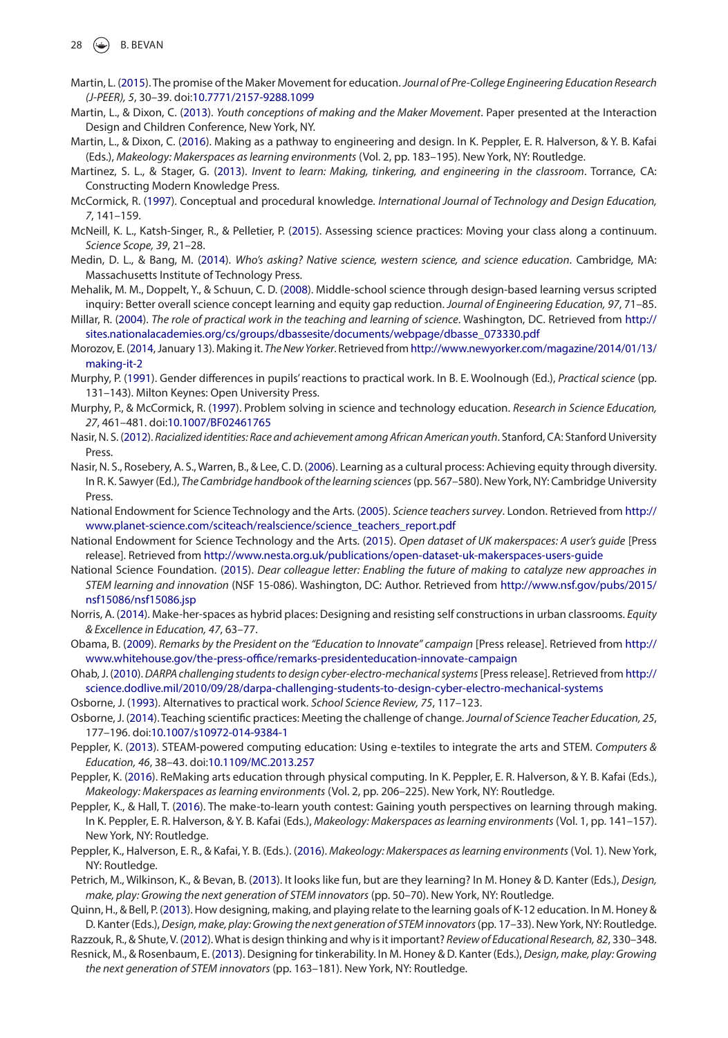Martin, L. (2015). The promise of the Maker Movement for education. *Journal of Pre-College Engineering Education Research (J-PEER), 5*, 30–39. doi:10.7771/2157-9288.1099

Martin, L., & Dixon, C. (2013). *Youth conceptions of making and the Maker Movement*. Paper presented at the Interaction Design and Children Conference, New York, NY.

Martin, L., & Dixon, C. (2016). Making as a pathway to engineering and design. In K. Peppler, E. R. Halverson, & Y. B. Kafai (Eds.), *Makeology: Makerspaces as learning environments* (Vol. 2, pp. 183–195). New York, NY: Routledge.

Martinez, S. L., & Stager, G. (2013). *Invent to learn: Making, tinkering, and engineering in the classroom*. Torrance, CA: Constructing Modern Knowledge Press.

McCormick, R. (1997). Conceptual and procedural knowledge. *International Journal of Technology and Design Education, 7*, 141–159.

McNeill, K. L., Katsh-Singer, R., & Pelletier, P. (2015). Assessing science practices: Moving your class along a continuum. *Science Scope, 39*, 21–28.

Medin, D. L., & Bang, M. (2014). *Who's asking? Native science, western science, and science education*. Cambridge, MA: Massachusetts Institute of Technology Press.

Mehalik, M. M., Doppelt, Y., & Schuun, C. D. (2008). Middle-school science through design-based learning versus scripted inquiry: Better overall science concept learning and equity gap reduction. *Journal of Engineering Education, 97*, 71–85.

Millar, R. (2004). *The role of practical work in the teaching and learning of science*. Washington, DC. Retrieved from http://sites.nationalacademies.org/cs/groups/dbassesite/documents/webpage/dbasse_073330.pdf

Morozov, E. (2014, January 13). Making it. *The New Yorker*. Retrieved from http://www.newyorker.com/magazine/2014/01/13/making-it-2

Murphy, P. (1991). Gender differences in pupils' reactions to practical work. In B. E. Woolnough (Ed.), *Practical science* (pp. 131–143). Milton Keynes: Open University Press.

Murphy, P., & McCormick, R. (1997). Problem solving in science and technology education. *Research in Science Education, 27*, 461–481. doi:10.1007/BF02461765

Nasir, N. S. (2012). *Racialized identities: Race and achievement among African American youth*. Stanford, CA: Stanford University Press.

Nasir, N. S., Rosebery, A. S., Warren, B., & Lee, C. D. (2006). Learning as a cultural process: Achieving equity through diversity. In R. K. Sawyer (Ed.), *The Cambridge handbook of the learning sciences* (pp. 567–580). New York, NY: Cambridge University Press.

National Endowment for Science Technology and the Arts. (2005). *Science teachers survey*. London. Retrieved from http://www.planet-science.com/sciteach/realscience/science_teachers_report.pdf

National Endowment for Science Technology and the Arts. (2015). *Open dataset of UK makerspaces: A user's guide* [Press release]. Retrieved from http://www.nesta.org.uk/publications/open-dataset-uk-makerspaces-users-guide

National Science Foundation. (2015). *Dear colleague letter: Enabling the future of making to catalyze new approaches in STEM learning and innovation* (NSF 15-086). Washington, DC: Author. Retrieved from http://www.nsf.gov/pubs/2015/nsf15086/nsf15086.jsp

Norris, A. (2014). Make-her-spaces as hybrid places: Designing and resisting self constructions in urban classrooms. *Equity & Excellence in Education, 47*, 63–77.

Obama, B. (2009). *Remarks by the President on the "Education to Innovate" campaign* [Press release]. Retrieved from http://www.whitehouse.gov/the-press-office/remarks-presidenteducation-innovate-campaign

Ohab, J. (2010). *DARPA challenging students to design cyber-electro-mechanical systems* [Press release]. Retrieved from http://science.dodlive.mil/2010/09/28/darpa-challenging-students-to-design-cyber-electro-mechanical-systems

Osborne, J. (1993). Alternatives to practical work. *School Science Review, 75*, 117–123.

Osborne, J. (2014). Teaching scientific practices: Meeting the challenge of change. *Journal of Science Teacher Education, 25*, 177–196. doi:10.1007/s10972-014-9384-1

Peppler, K. (2013). STEAM-powered computing education: Using e-textiles to integrate the arts and STEM. *Computers & Education, 46*, 38–43. doi:10.1109/MC.2013.257

Peppler, K. (2016). ReMaking arts education through physical computing. In K. Peppler, E. R. Halverson, & Y. B. Kafai (Eds.), *Makeology: Makerspaces as learning environments* (Vol. 2, pp. 206–225). New York, NY: Routledge.

Peppler, K., & Hall, T. (2016). The make-to-learn youth contest: Gaining youth perspectives on learning through making. In K. Peppler, E. R. Halverson, & Y. B. Kafai (Eds.), *Makeology: Makerspaces as learning environments* (Vol. 1, pp. 141–157). New York, NY: Routledge.

Peppler, K., Halverson, E. R., & Kafai, Y. B. (Eds.). (2016). *Makeology: Makerspaces as learning environments* (Vol. 1). New York, NY: Routledge.

Petrich, M., Wilkinson, K., & Bevan, B. (2013). It looks like fun, but are they learning? In M. Honey & D. Kanter (Eds.), *Design, make, play: Growing the next generation of STEM innovators* (pp. 50–70). New York, NY: Routledge.

Quinn, H., & Bell, P. (2013). How designing, making, and playing relate to the learning goals of K-12 education. In M. Honey & D. Kanter (Eds.), *Design, make, play: Growing the next generation of STEM innovators* (pp. 17–33). New York, NY: Routledge.

Razzouk, R., & Shute, V. (2012). What is design thinking and why is it important? *Review of Educational Research, 82*, 330–348.

Resnick, M., & Rosenbaum, E. (2013). Designing for tinkerability. In M. Honey & D. Kanter (Eds.), *Design, make, play: Growing the next generation of STEM innovators* (pp. 163–181). New York, NY: Routledge.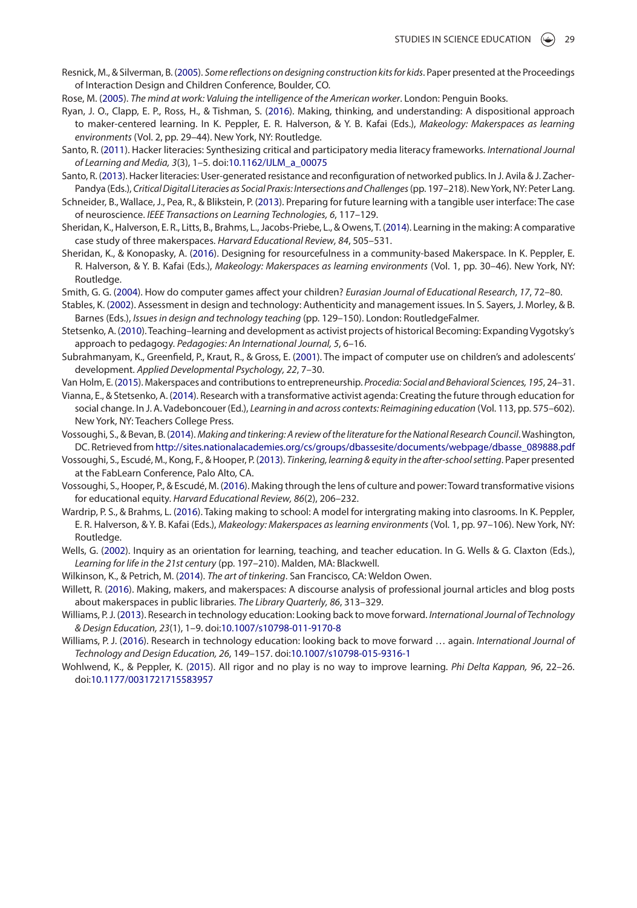Resnick, M., & Silverman, B. (2005). *Some reflections on designing construction kits for kids*. Paper presented at the Proceedings of Interaction Design and Children Conference, Boulder, CO.

Rose, M. (2005). *The mind at work: Valuing the intelligence of the American worker*. London: Penguin Books.

Ryan, J. O., Clapp, E. P., Ross, H., & Tishman, S. (2016). Making, thinking, and understanding: A dispositional approach to maker-centered learning. In K. Peppler, E. R. Halverson, & Y. B. Kafai (Eds.), *Makeology: Makerspaces as learning environments* (Vol. 2, pp. 29–44). New York, NY: Routledge.

Santo, R. (2011). Hacker literacies: Synthesizing critical and participatory media literacy frameworks. *International Journal of Learning and Media, 3*(3), 1–5. doi:10.1162/IJLM_a_00075

Santo, R. (2013). Hacker literacies: User-generated resistance and reconfiguration of networked publics. In J. Avila & J. Zacher-Pandya (Eds.), *Critical Digital Literacies as Social Praxis: Intersections and Challenges* (pp. 197–218). New York, NY: Peter Lang.

Schneider, B., Wallace, J., Pea, R., & Blikstein, P. (2013). Preparing for future learning with a tangible user interface: The case of neuroscience. *IEEE Transactions on Learning Technologies, 6*, 117–129.

Sheridan, K., Halverson, E. R., Litts, B., Brahms, L., Jacobs-Priebe, L., & Owens, T. (2014). Learning in the making: A comparative case study of three makerspaces. *Harvard Educational Review, 84*, 505–531.

Sheridan, K., & Konopasky, A. (2016). Designing for resourcefulness in a community-based Makerspace. In K. Peppler, E. R. Halverson, & Y. B. Kafai (Eds.), *Makeology: Makerspaces as learning environments* (Vol. 1, pp. 30–46). New York, NY: Routledge.

Smith, G. G. (2004). How do computer games affect your children? *Eurasian Journal of Educational Research*, *17*, 72–80.

Stables, K. (2002). Assessment in design and technology: Authenticity and management issues. In S. Sayers, J. Morley, & B. Barnes (Eds.), *Issues in design and technology teaching* (pp. 129–150). London: RoutledgeFalmer.

Stetsenko, A. (2010). Teaching–learning and development as activist projects of historical Becoming: Expanding Vygotsky's approach to pedagogy. *Pedagogies: An International Journal, 5*, 6–16.

Subrahmanyam, K., Greenfield, P., Kraut, R., & Gross, E. (2001). The impact of computer use on children's and adolescents' development. *Applied Developmental Psychology, 22*, 7–30.

Van Holm, E. (2015). Makerspaces and contributions to entrepreneurship. *Procedia: Social and Behavioral Sciences, 195*, 24–31.

Vianna, E., & Stetsenko, A. (2014). Research with a transformative activist agenda: Creating the future through education for social change. In J. A. Vadeboncouer (Ed.), *Learning in and across contexts: Reimagining education* (Vol. 113, pp. 575–602). New York, NY: Teachers College Press.

Vossoughi, S., & Bevan, B. (2014). *Making and tinkering: A review of the literature for the National Research Council*. Washington, DC. Retrieved from http://sites.nationalacademies.org/cs/groups/dbassesite/documents/webpage/dbasse_089888.pdf

Vossoughi, S., Escudé, M., Kong, F., & Hooper, P. (2013). *Tinkering, learning & equity in the after-school setting*. Paper presented at the FabLearn Conference, Palo Alto, CA.

Vossoughi, S., Hooper, P., & Escudé, M. (2016). Making through the lens of culture and power: Toward transformative visions for educational equity. *Harvard Educational Review, 86*(2), 206–232.

Wardrip, P. S., & Brahms, L. (2016). Taking making to school: A model for intergrating making into clasrooms. In K. Peppler, E. R. Halverson, & Y. B. Kafai (Eds.), *Makeology: Makerspaces as learning environments* (Vol. 1, pp. 97–106). New York, NY: Routledge.

Wells, G. (2002). Inquiry as an orientation for learning, teaching, and teacher education. In G. Wells & G. Claxton (Eds.), *Learning for life in the 21st century* (pp. 197–210). Malden, MA: Blackwell.

Wilkinson, K., & Petrich, M. (2014). *The art of tinkering*. San Francisco, CA: Weldon Owen.

Willett, R. (2016). Making, makers, and makerspaces: A discourse analysis of professional journal articles and blog posts about makerspaces in public libraries. *The Library Quarterly, 86*, 313–329.

Williams, P. J. (2013). Research in technology education: Looking back to move forward. *International Journal of Technology & Design Education, 23*(1), 1–9. doi:10.1007/s10798-011-9170-8

Williams, P. J. (2016). Research in technology education: looking back to move forward … again. *International Journal of Technology and Design Education, 26*, 149–157. doi:10.1007/s10798-015-9316-1

Wohlwend, K., & Peppler, K. (2015). All rigor and no play is no way to improve learning. *Phi Delta Kappan, 96*, 22–26. doi:10.1177/0031721715583957